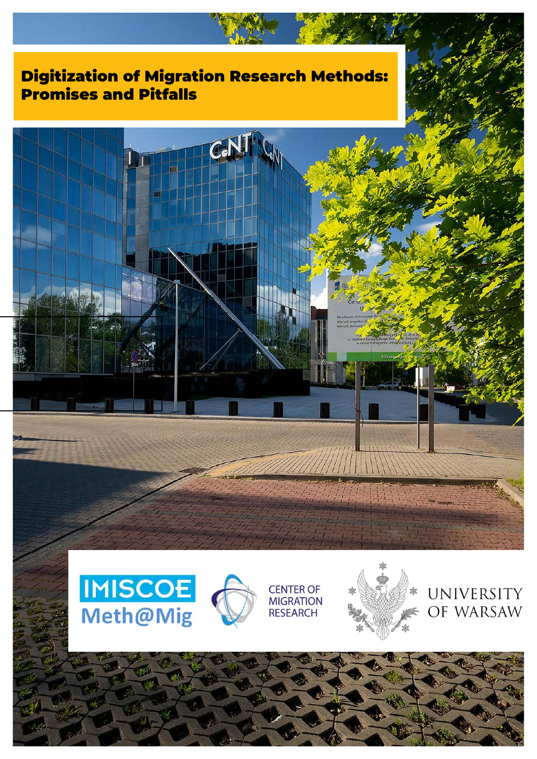# Digitization of Migration Research Methods: Promises and Pitfalls

IMISCOE Meth@Mig

CENTER OF MIGRATION RESEARCH

UNIVERSITY OF WARSAW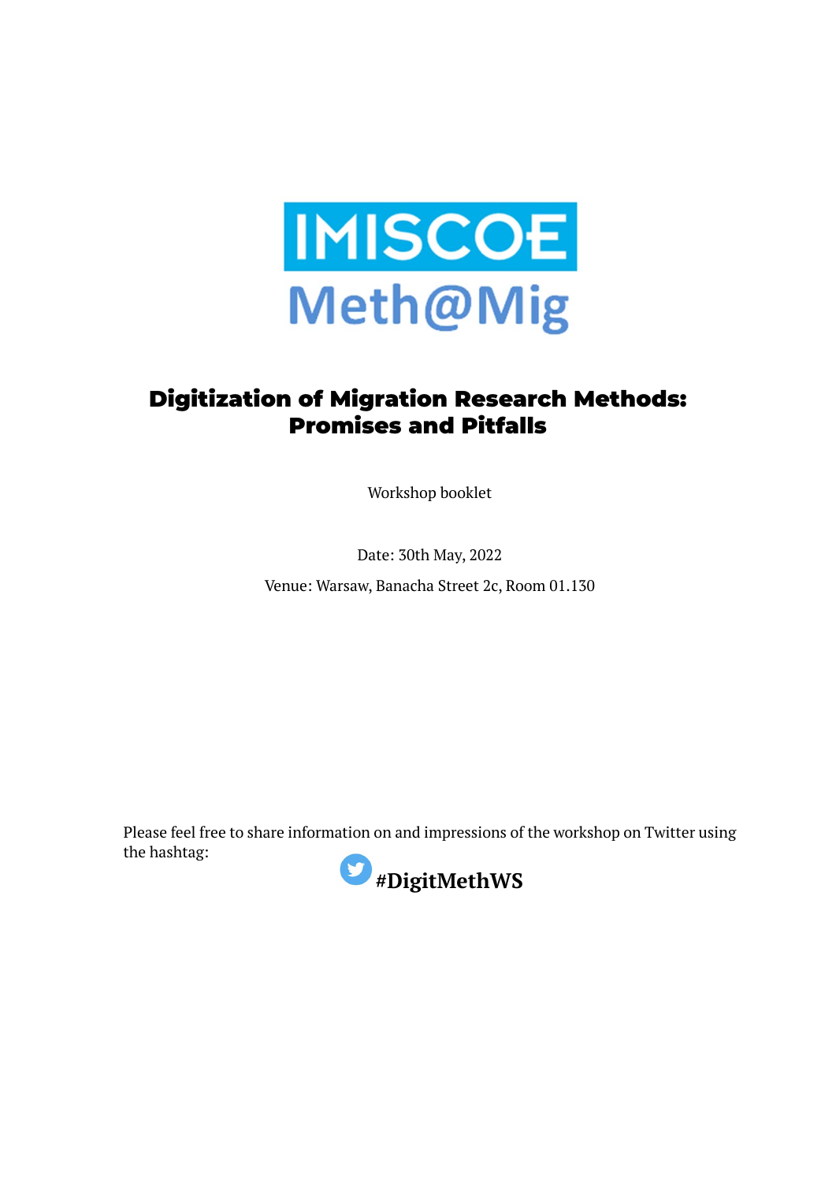IMISCOE

Meth@Mig

# Digitization of Migration Research Methods: Promises and Pitfalls

Workshop booklet

Date: 30th May, 2022

Venue: Warsaw, Banacha Street 2c, Room 01.130

Please feel free to share information on and impressions of the workshop on Twitter using the hashtag:

**#DigitMethWS**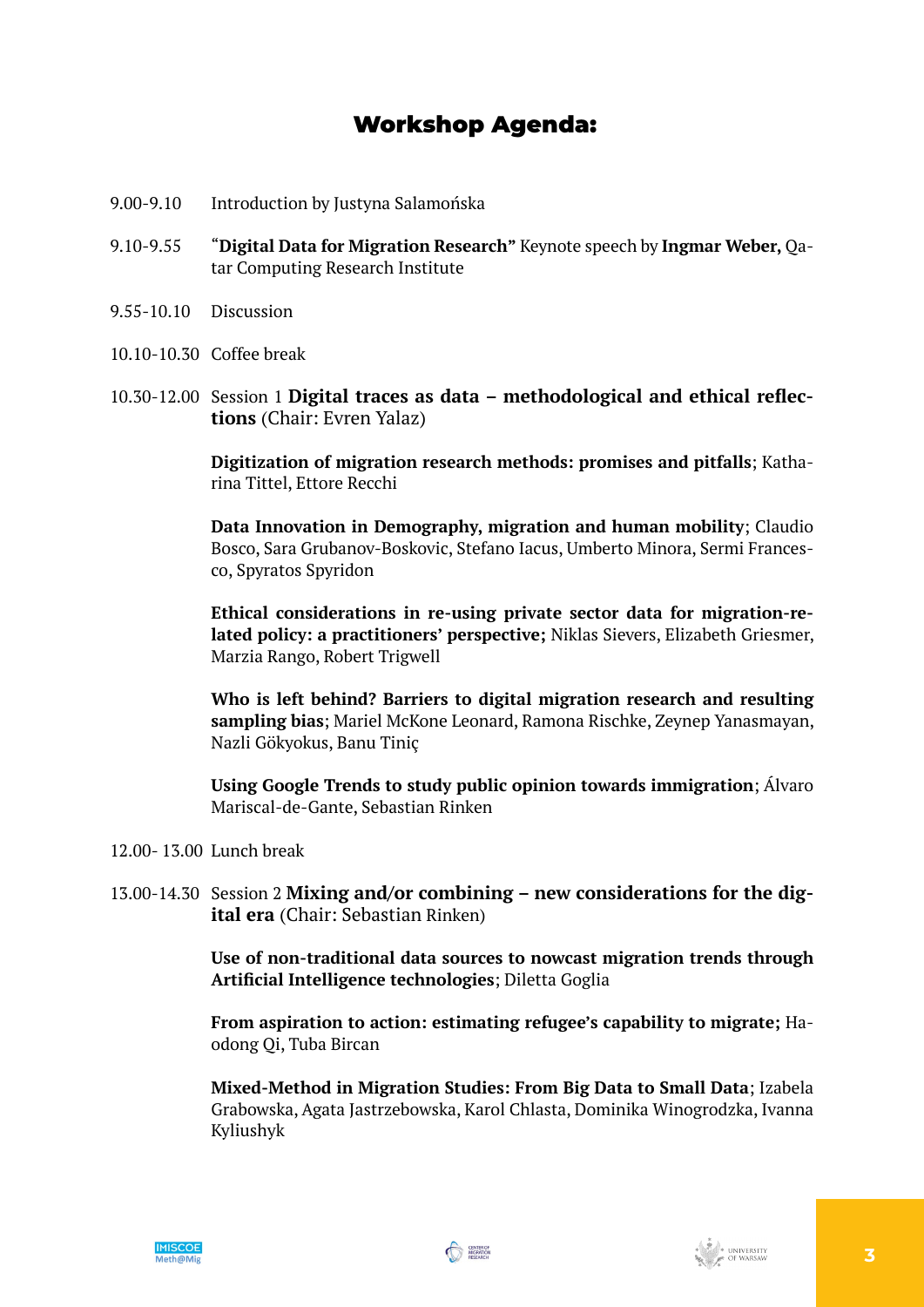# Workshop Agenda:

9.00-9.10 Introduction by Justyna Salamońska

9.10-9.55 "**Digital Data for Migration Research"** Keynote speech by **Ingmar Weber,** Qatar Computing Research Institute

9.55-10.10 Discussion

10.10-10.30 Coffee break

10.30-12.00 Session 1 **Digital traces as data – methodological and ethical reflections** (Chair: Evren Yalaz)

**Digitization of migration research methods: promises and pitfalls**; Katharina Tittel, Ettore Recchi

**Data Innovation in Demography, migration and human mobility**; Claudio Bosco, Sara Grubanov-Boskovic, Stefano Iacus, Umberto Minora, Sermi Francesco, Spyratos Spyridon

**Ethical considerations in re-using private sector data for migration-related policy: a practitioners' perspective;** Niklas Sievers, Elizabeth Griesmer, Marzia Rango, Robert Trigwell

**Who is left behind? Barriers to digital migration research and resulting sampling bias**; Mariel McKone Leonard, Ramona Rischke, Zeynep Yanasmayan, Nazli Gökyokus, Banu Tiniç

**Using Google Trends to study public opinion towards immigration**; Álvaro Mariscal-de-Gante, Sebastian Rinken

12.00- 13.00 Lunch break

13.00-14.30 Session 2 **Mixing and/or combining – new considerations for the digital era** (Chair: Sebastian Rinken)

**Use of non-traditional data sources to nowcast migration trends through Artificial Intelligence technologies**; Diletta Goglia

**From aspiration to action: estimating refugee's capability to migrate;** Haodong Qi, Tuba Bircan

**Mixed-Method in Migration Studies: From Big Data to Small Data**; Izabela Grabowska, Agata Jastrzebowska, Karol Chlasta, Dominika Winogrodzka, Ivanna Kyliushyk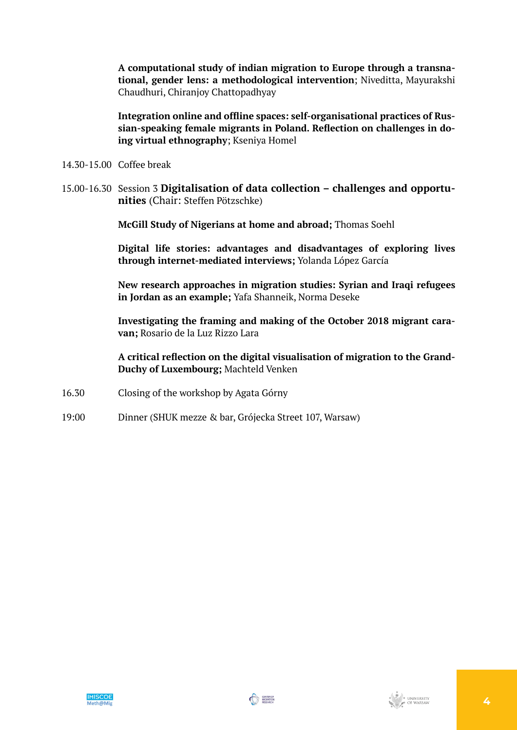**A computational study of indian migration to Europe through a transnational, gender lens: a methodological intervention**; Niveditta, Mayurakshi Chaudhuri, Chiranjoy Chattopadhyay

**Integration online and offline spaces: self-organisational practices of Russian-speaking female migrants in Poland. Reflection on challenges in doing virtual ethnography**; Kseniya Homel

14.30-15.00 Coffee break

15.00-16.30 Session 3 **Digitalisation of data collection – challenges and opportunities** (Chair: Steffen Pötzschke)

**McGill Study of Nigerians at home and abroad;** Thomas Soehl

**Digital life stories: advantages and disadvantages of exploring lives through internet-mediated interviews;** Yolanda López García

**New research approaches in migration studies: Syrian and Iraqi refugees in Jordan as an example;** Yafa Shanneik, Norma Deseke

**Investigating the framing and making of the October 2018 migrant caravan;** Rosario de la Luz Rizzo Lara

**A critical reflection on the digital visualisation of migration to the Grand-Duchy of Luxembourg;** Machteld Venken

16.30 Closing of the workshop by Agata Górny

19:00 Dinner (SHUK mezze & bar, Grójecka Street 107, Warsaw)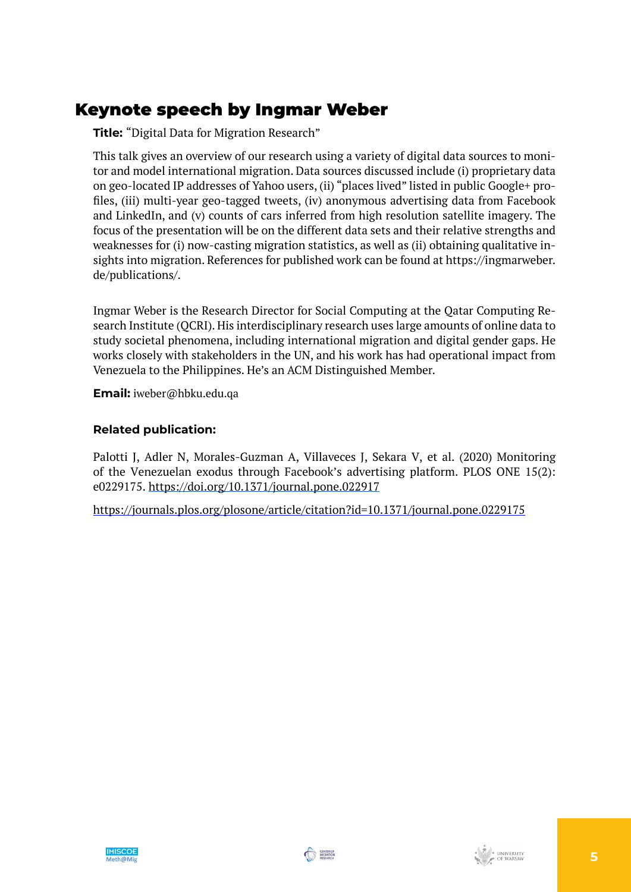## Keynote speech by Ingmar Weber

**Title:** "Digital Data for Migration Research"

This talk gives an overview of our research using a variety of digital data sources to monitor and model international migration. Data sources discussed include (i) proprietary data on geo-located IP addresses of Yahoo users, (ii) "places lived" listed in public Google+ profiles, (iii) multi-year geo-tagged tweets, (iv) anonymous advertising data from Facebook and LinkedIn, and (v) counts of cars inferred from high resolution satellite imagery. The focus of the presentation will be on the different data sets and their relative strengths and weaknesses for (i) now-casting migration statistics, as well as (ii) obtaining qualitative insights into migration. References for published work can be found at https://ingmarweber.de/publications/.

Ingmar Weber is the Research Director for Social Computing at the Qatar Computing Research Institute (QCRI). His interdisciplinary research uses large amounts of online data to study societal phenomena, including international migration and digital gender gaps. He works closely with stakeholders in the UN, and his work has had operational impact from Venezuela to the Philippines. He's an ACM Distinguished Member.

**Email:** iweber@hbku.edu.qa

**Related publication:**

Palotti J, Adler N, Morales-Guzman A, Villaveces J, Sekara V, et al. (2020) Monitoring of the Venezuelan exodus through Facebook's advertising platform. PLOS ONE 15(2): e0229175. https://doi.org/10.1371/journal.pone.022917

https://journals.plos.org/plosone/article/citation?id=10.1371/journal.pone.0229175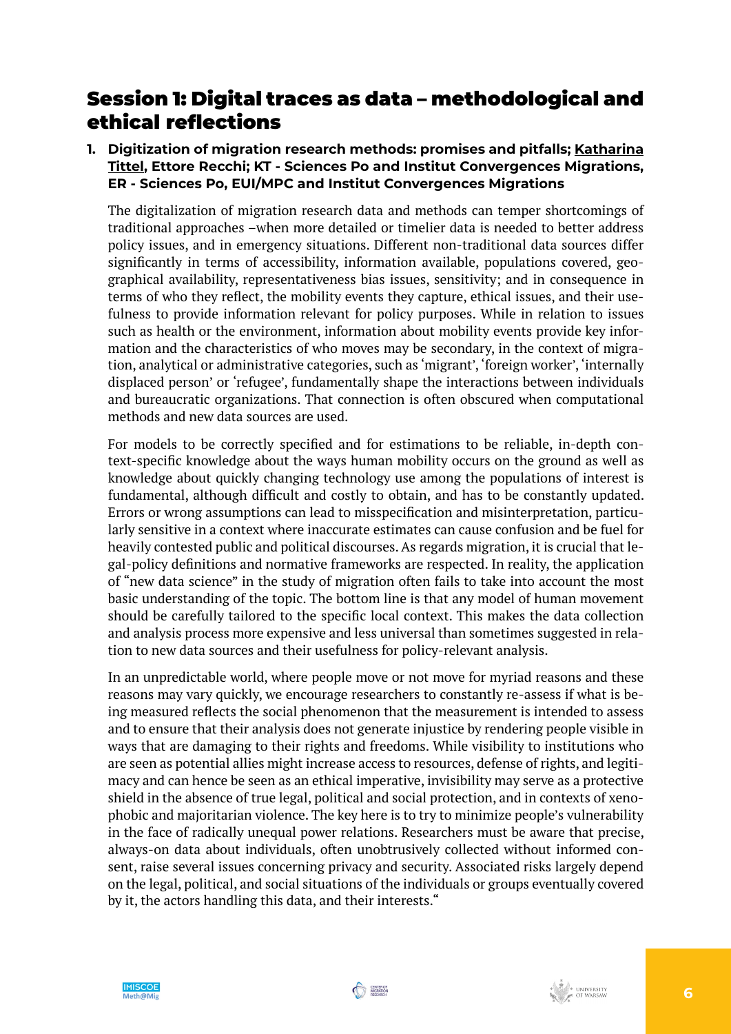# Session 1: Digital traces as data – methodological and ethical reflections

**1. Digitization of migration research methods: promises and pitfalls; Katharina Tittel, Ettore Recchi; KT - Sciences Po and Institut Convergences Migrations, ER - Sciences Po, EUI/MPC and Institut Convergences Migrations**

The digitalization of migration research data and methods can temper shortcomings of traditional approaches –when more detailed or timelier data is needed to better address policy issues, and in emergency situations. Different non-traditional data sources differ significantly in terms of accessibility, information available, populations covered, geographical availability, representativeness bias issues, sensitivity; and in consequence in terms of who they reflect, the mobility events they capture, ethical issues, and their usefulness to provide information relevant for policy purposes. While in relation to issues such as health or the environment, information about mobility events provide key information and the characteristics of who moves may be secondary, in the context of migration, analytical or administrative categories, such as 'migrant', 'foreign worker', 'internally displaced person' or 'refugee', fundamentally shape the interactions between individuals and bureaucratic organizations. That connection is often obscured when computational methods and new data sources are used.

For models to be correctly specified and for estimations to be reliable, in-depth context-specific knowledge about the ways human mobility occurs on the ground as well as knowledge about quickly changing technology use among the populations of interest is fundamental, although difficult and costly to obtain, and has to be constantly updated. Errors or wrong assumptions can lead to misspecification and misinterpretation, particularly sensitive in a context where inaccurate estimates can cause confusion and be fuel for heavily contested public and political discourses. As regards migration, it is crucial that legal-policy definitions and normative frameworks are respected. In reality, the application of "new data science" in the study of migration often fails to take into account the most basic understanding of the topic. The bottom line is that any model of human movement should be carefully tailored to the specific local context. This makes the data collection and analysis process more expensive and less universal than sometimes suggested in relation to new data sources and their usefulness for policy-relevant analysis.

In an unpredictable world, where people move or not move for myriad reasons and these reasons may vary quickly, we encourage researchers to constantly re-assess if what is being measured reflects the social phenomenon that the measurement is intended to assess and to ensure that their analysis does not generate injustice by rendering people visible in ways that are damaging to their rights and freedoms. While visibility to institutions who are seen as potential allies might increase access to resources, defense of rights, and legitimacy and can hence be seen as an ethical imperative, invisibility may serve as a protective shield in the absence of true legal, political and social protection, and in contexts of xenophobic and majoritarian violence. The key here is to try to minimize people's vulnerability in the face of radically unequal power relations. Researchers must be aware that precise, always-on data about individuals, often unobtrusively collected without informed consent, raise several issues concerning privacy and security. Associated risks largely depend on the legal, political, and social situations of the individuals or groups eventually covered by it, the actors handling this data, and their interests."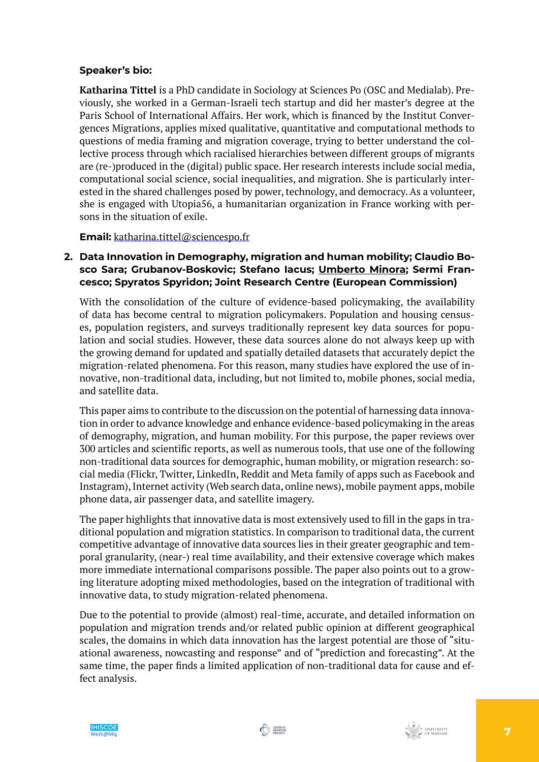**Speaker's bio:**

**Katharina Tittel** is a PhD candidate in Sociology at Sciences Po (OSC and Medialab). Previously, she worked in a German-Israeli tech startup and did her master's degree at the Paris School of International Affairs. Her work, which is financed by the Institut Convergences Migrations, applies mixed qualitative, quantitative and computational methods to questions of media framing and migration coverage, trying to better understand the collective process through which racialised hierarchies between different groups of migrants are (re-)produced in the (digital) public space. Her research interests include social media, computational social science, social inequalities, and migration. She is particularly interested in the shared challenges posed by power, technology, and democracy. As a volunteer, she is engaged with Utopia56, a humanitarian organization in France working with persons in the situation of exile.

**Email:** katharina.tittel@sciencespo.fr

2. **Data Innovation in Demography, migration and human mobility; Claudio Bosco Sara; Grubanov-Boskovic; Stefano Iacus; <u>Umberto Minora</u>; Sermi Francesco; Spyratos Spyridon; Joint Research Centre (European Commission)**

   With the consolidation of the culture of evidence-based policymaking, the availability of data has become central to migration policymakers. Population and housing censuses, population registers, and surveys traditionally represent key data sources for population and social studies. However, these data sources alone do not always keep up with the growing demand for updated and spatially detailed datasets that accurately depict the migration-related phenomena. For this reason, many studies have explored the use of innovative, non-traditional data, including, but not limited to, mobile phones, social media, and satellite data.

   This paper aims to contribute to the discussion on the potential of harnessing data innovation in order to advance knowledge and enhance evidence-based policymaking in the areas of demography, migration, and human mobility. For this purpose, the paper reviews over 300 articles and scientific reports, as well as numerous tools, that use one of the following non-traditional data sources for demographic, human mobility, or migration research: social media (Flickr, Twitter, LinkedIn, Reddit and Meta family of apps such as Facebook and Instagram), Internet activity (Web search data, online news), mobile payment apps, mobile phone data, air passenger data, and satellite imagery.

   The paper highlights that innovative data is most extensively used to fill in the gaps in traditional population and migration statistics. In comparison to traditional data, the current competitive advantage of innovative data sources lies in their greater geographic and temporal granularity, (near-) real time availability, and their extensive coverage which makes more immediate international comparisons possible. The paper also points out to a growing literature adopting mixed methodologies, based on the integration of traditional with innovative data, to study migration-related phenomena.

   Due to the potential to provide (almost) real-time, accurate, and detailed information on population and migration trends and/or related public opinion at different geographical scales, the domains in which data innovation has the largest potential are those of "situational awareness, nowcasting and response" and of "prediction and forecasting". At the same time, the paper finds a limited application of non-traditional data for cause and effect analysis.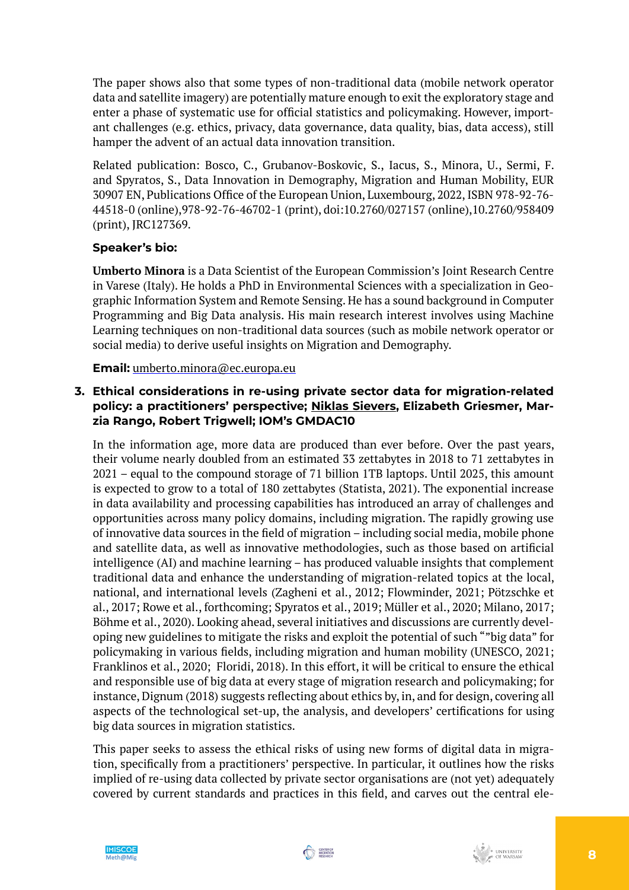The paper shows also that some types of non-traditional data (mobile network operator data and satellite imagery) are potentially mature enough to exit the exploratory stage and enter a phase of systematic use for official statistics and policymaking. However, important challenges (e.g. ethics, privacy, data governance, data quality, bias, data access), still hamper the advent of an actual data innovation transition.

Related publication: Bosco, C., Grubanov-Boskovic, S., Iacus, S., Minora, U., Sermi, F. and Spyratos, S., Data Innovation in Demography, Migration and Human Mobility, EUR 30907 EN, Publications Office of the European Union, Luxembourg, 2022, ISBN 978-92-76-44518-0 (online),978-92-76-46702-1 (print), doi:10.2760/027157 (online),10.2760/958409 (print), JRC127369.

**Speaker's bio:**

**Umberto Minora** is a Data Scientist of the European Commission's Joint Research Centre in Varese (Italy). He holds a PhD in Environmental Sciences with a specialization in Geographic Information System and Remote Sensing. He has a sound background in Computer Programming and Big Data analysis. His main research interest involves using Machine Learning techniques on non-traditional data sources (such as mobile network operator or social media) to derive useful insights on Migration and Demography.

**Email:** umberto.minora@ec.europa.eu

3. **Ethical considerations in re-using private sector data for migration-related policy: a practitioners' perspective; Niklas Sievers, Elizabeth Griesmer, Marzia Rango, Robert Trigwell; IOM's GMDAC10**

In the information age, more data are produced than ever before. Over the past years, their volume nearly doubled from an estimated 33 zettabytes in 2018 to 71 zettabytes in 2021 – equal to the compound storage of 71 billion 1TB laptops. Until 2025, this amount is expected to grow to a total of 180 zettabytes (Statista, 2021). The exponential increase in data availability and processing capabilities has introduced an array of challenges and opportunities across many policy domains, including migration. The rapidly growing use of innovative data sources in the field of migration – including social media, mobile phone and satellite data, as well as innovative methodologies, such as those based on artificial intelligence (AI) and machine learning – has produced valuable insights that complement traditional data and enhance the understanding of migration-related topics at the local, national, and international levels (Zagheni et al., 2012; Flowminder, 2021; Pötzschke et al., 2017; Rowe et al., forthcoming; Spyratos et al., 2019; Müller et al., 2020; Milano, 2017; Böhme et al., 2020). Looking ahead, several initiatives and discussions are currently developing new guidelines to mitigate the risks and exploit the potential of such ""big data" for policymaking in various fields, including migration and human mobility (UNESCO, 2021; Franklinos et al., 2020; Floridi, 2018). In this effort, it will be critical to ensure the ethical and responsible use of big data at every stage of migration research and policymaking; for instance, Dignum (2018) suggests reflecting about ethics by, in, and for design, covering all aspects of the technological set-up, the analysis, and developers' certifications for using big data sources in migration statistics.

This paper seeks to assess the ethical risks of using new forms of digital data in migration, specifically from a practitioners' perspective. In particular, it outlines how the risks implied of re-using data collected by private sector organisations are (not yet) adequately covered by current standards and practices in this field, and carves out the central ele-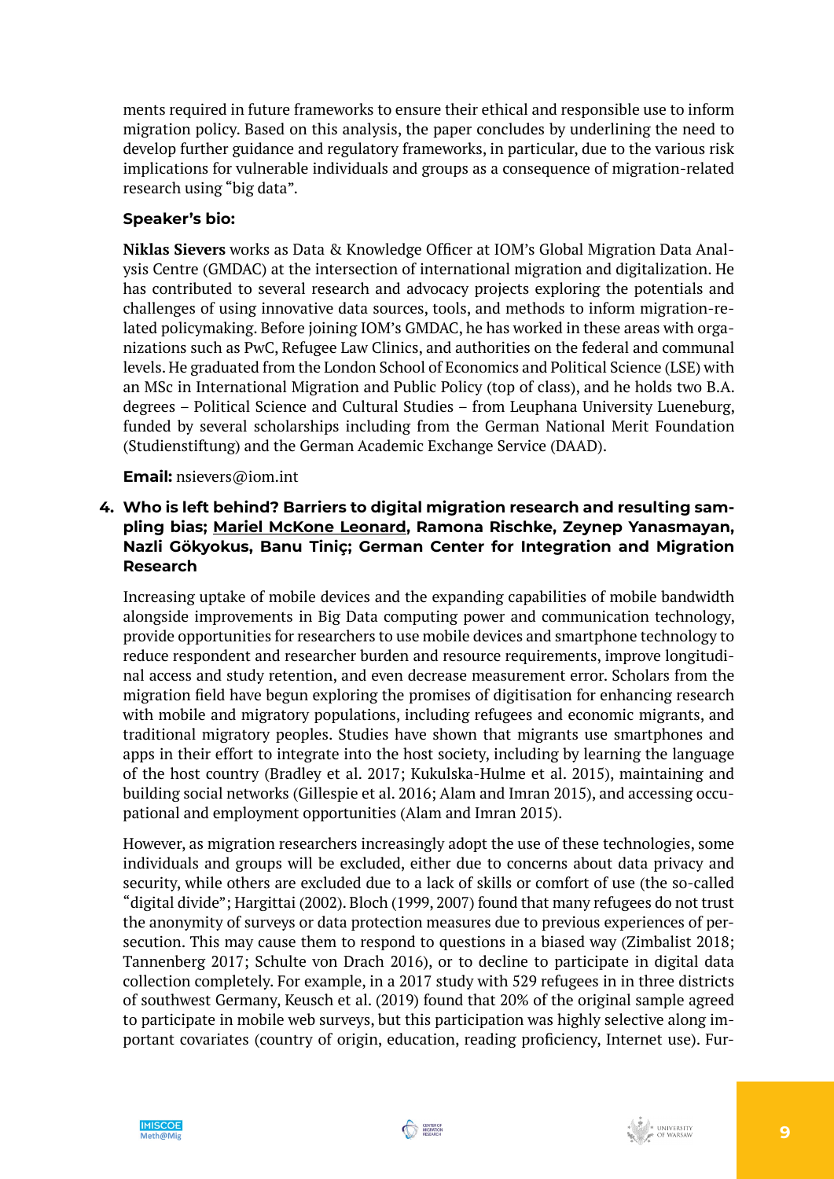ments required in future frameworks to ensure their ethical and responsible use to inform migration policy. Based on this analysis, the paper concludes by underlining the need to develop further guidance and regulatory frameworks, in particular, due to the various risk implications for vulnerable individuals and groups as a consequence of migration-related research using "big data".

**Speaker's bio:**

**Niklas Sievers** works as Data & Knowledge Officer at IOM's Global Migration Data Analysis Centre (GMDAC) at the intersection of international migration and digitalization. He has contributed to several research and advocacy projects exploring the potentials and challenges of using innovative data sources, tools, and methods to inform migration-related policymaking. Before joining IOM's GMDAC, he has worked in these areas with organizations such as PwC, Refugee Law Clinics, and authorities on the federal and communal levels. He graduated from the London School of Economics and Political Science (LSE) with an MSc in International Migration and Public Policy (top of class), and he holds two B.A. degrees – Political Science and Cultural Studies – from Leuphana University Lueneburg, funded by several scholarships including from the German National Merit Foundation (Studienstiftung) and the German Academic Exchange Service (DAAD).

**Email:** nsievers@iom.int

4. **Who is left behind? Barriers to digital migration research and resulting sampling bias; Mariel McKone Leonard, Ramona Rischke, Zeynep Yanasmayan, Nazli Gökyokus, Banu Tiniç; German Center for Integration and Migration Research**

Increasing uptake of mobile devices and the expanding capabilities of mobile bandwidth alongside improvements in Big Data computing power and communication technology, provide opportunities for researchers to use mobile devices and smartphone technology to reduce respondent and researcher burden and resource requirements, improve longitudinal access and study retention, and even decrease measurement error. Scholars from the migration field have begun exploring the promises of digitisation for enhancing research with mobile and migratory populations, including refugees and economic migrants, and traditional migratory peoples. Studies have shown that migrants use smartphones and apps in their effort to integrate into the host society, including by learning the language of the host country (Bradley et al. 2017; Kukulska-Hulme et al. 2015), maintaining and building social networks (Gillespie et al. 2016; Alam and Imran 2015), and accessing occupational and employment opportunities (Alam and Imran 2015).

However, as migration researchers increasingly adopt the use of these technologies, some individuals and groups will be excluded, either due to concerns about data privacy and security, while others are excluded due to a lack of skills or comfort of use (the so-called "digital divide"; Hargittai (2002). Bloch (1999, 2007) found that many refugees do not trust the anonymity of surveys or data protection measures due to previous experiences of persecution. This may cause them to respond to questions in a biased way (Zimbalist 2018; Tannenberg 2017; Schulte von Drach 2016), or to decline to participate in digital data collection completely. For example, in a 2017 study with 529 refugees in in three districts of southwest Germany, Keusch et al. (2019) found that 20% of the original sample agreed to participate in mobile web surveys, but this participation was highly selective along important covariates (country of origin, education, reading proficiency, Internet use). Fur-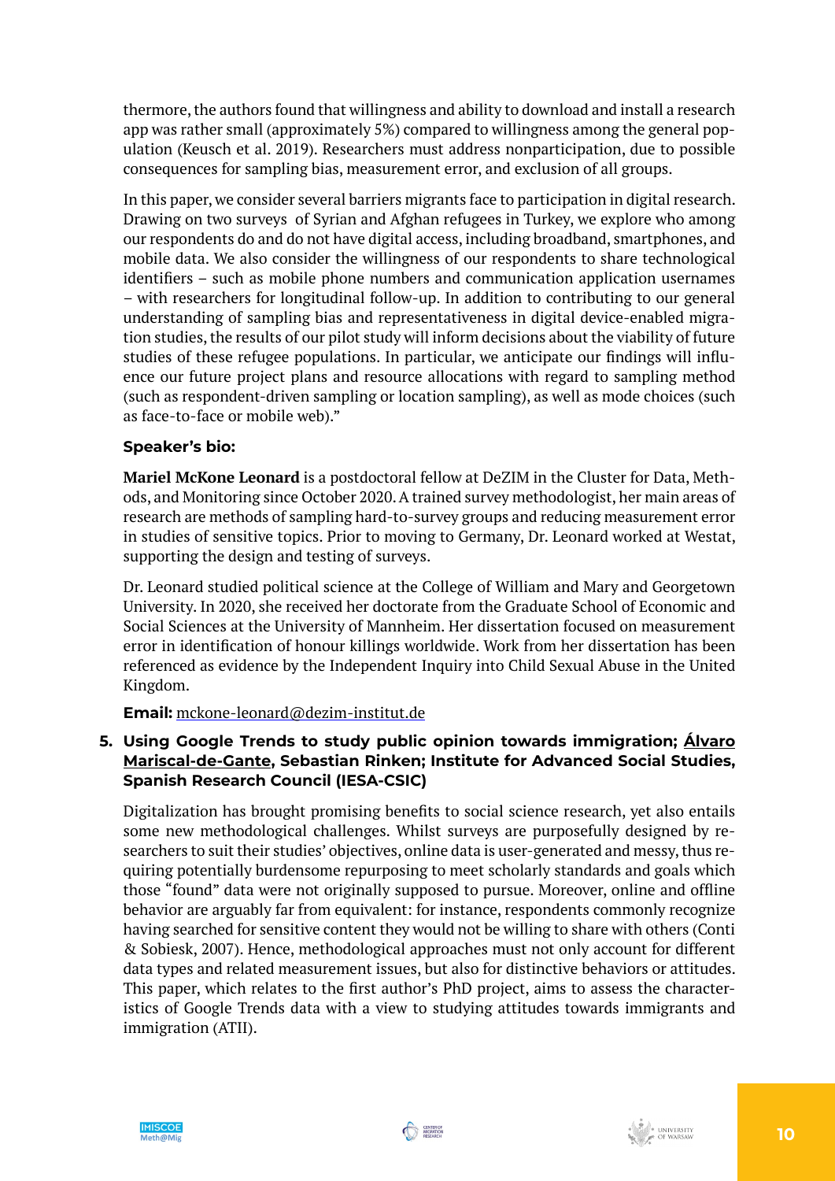thermore, the authors found that willingness and ability to download and install a research app was rather small (approximately 5%) compared to willingness among the general population (Keusch et al. 2019). Researchers must address nonparticipation, due to possible consequences for sampling bias, measurement error, and exclusion of all groups.

In this paper, we consider several barriers migrants face to participation in digital research. Drawing on two surveys of Syrian and Afghan refugees in Turkey, we explore who among our respondents do and do not have digital access, including broadband, smartphones, and mobile data. We also consider the willingness of our respondents to share technological identifiers – such as mobile phone numbers and communication application usernames – with researchers for longitudinal follow-up. In addition to contributing to our general understanding of sampling bias and representativeness in digital device-enabled migration studies, the results of our pilot study will inform decisions about the viability of future studies of these refugee populations. In particular, we anticipate our findings will influence our future project plans and resource allocations with regard to sampling method (such as respondent-driven sampling or location sampling), as well as mode choices (such as face-to-face or mobile web)."

**Speaker's bio:**

**Mariel McKone Leonard** is a postdoctoral fellow at DeZIM in the Cluster for Data, Methods, and Monitoring since October 2020. A trained survey methodologist, her main areas of research are methods of sampling hard-to-survey groups and reducing measurement error in studies of sensitive topics. Prior to moving to Germany, Dr. Leonard worked at Westat, supporting the design and testing of surveys.

Dr. Leonard studied political science at the College of William and Mary and Georgetown University. In 2020, she received her doctorate from the Graduate School of Economic and Social Sciences at the University of Mannheim. Her dissertation focused on measurement error in identification of honour killings worldwide. Work from her dissertation has been referenced as evidence by the Independent Inquiry into Child Sexual Abuse in the United Kingdom.

**Email:** mckone-leonard@dezim-institut.de

5. **Using Google Trends to study public opinion towards immigration; Álvaro Mariscal-de-Gante, Sebastian Rinken; Institute for Advanced Social Studies, Spanish Research Council (IESA-CSIC)**

Digitalization has brought promising benefits to social science research, yet also entails some new methodological challenges. Whilst surveys are purposefully designed by researchers to suit their studies' objectives, online data is user-generated and messy, thus requiring potentially burdensome repurposing to meet scholarly standards and goals which those "found" data were not originally supposed to pursue. Moreover, online and offline behavior are arguably far from equivalent: for instance, respondents commonly recognize having searched for sensitive content they would not be willing to share with others (Conti & Sobiesk, 2007). Hence, methodological approaches must not only account for different data types and related measurement issues, but also for distinctive behaviors or attitudes. This paper, which relates to the first author's PhD project, aims to assess the characteristics of Google Trends data with a view to studying attitudes towards immigrants and immigration (ATII).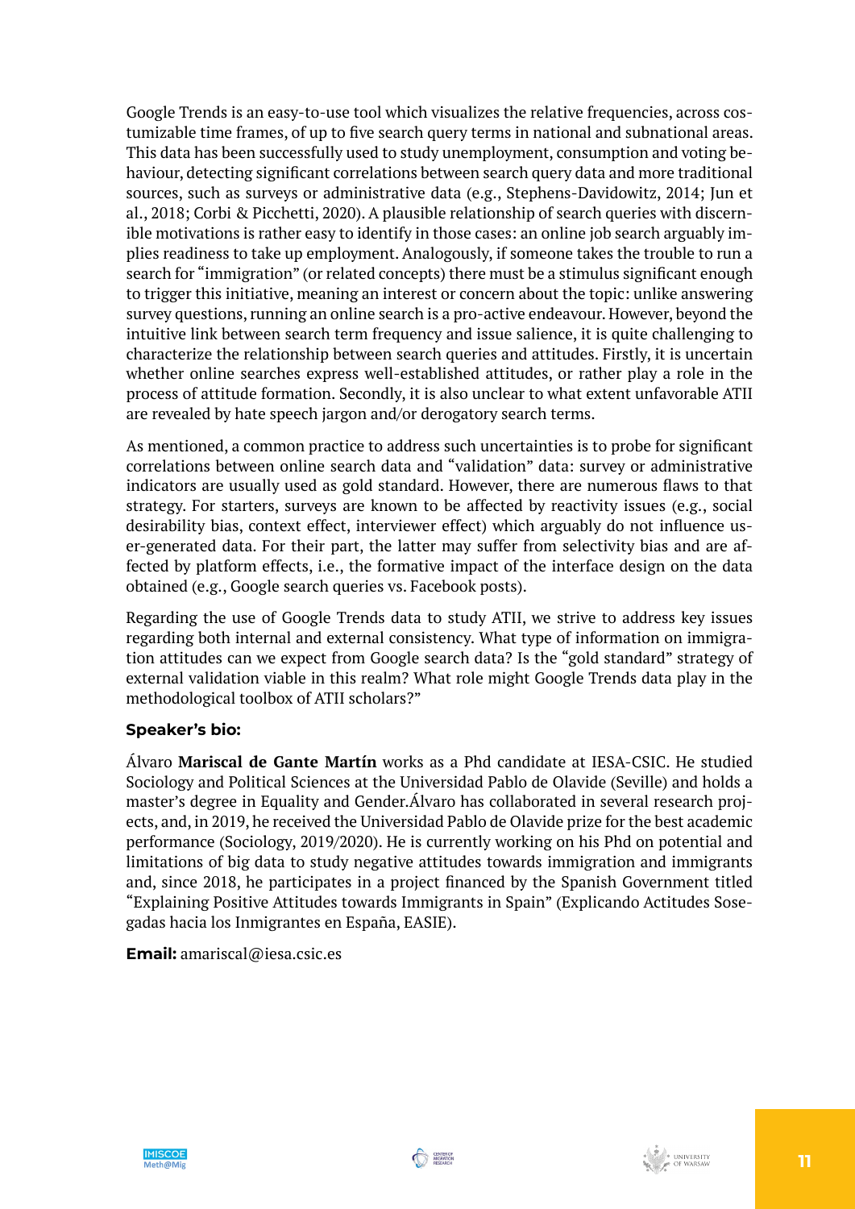Google Trends is an easy-to-use tool which visualizes the relative frequencies, across customizable time frames, of up to five search query terms in national and subnational areas. This data has been successfully used to study unemployment, consumption and voting behaviour, detecting significant correlations between search query data and more traditional sources, such as surveys or administrative data (e.g., Stephens-Davidowitz, 2014; Jun et al., 2018; Corbi & Picchetti, 2020). A plausible relationship of search queries with discernible motivations is rather easy to identify in those cases: an online job search arguably implies readiness to take up employment. Analogously, if someone takes the trouble to run a search for "immigration" (or related concepts) there must be a stimulus significant enough to trigger this initiative, meaning an interest or concern about the topic: unlike answering survey questions, running an online search is a pro-active endeavour. However, beyond the intuitive link between search term frequency and issue salience, it is quite challenging to characterize the relationship between search queries and attitudes. Firstly, it is uncertain whether online searches express well-established attitudes, or rather play a role in the process of attitude formation. Secondly, it is also unclear to what extent unfavorable ATII are revealed by hate speech jargon and/or derogatory search terms.

As mentioned, a common practice to address such uncertainties is to probe for significant correlations between online search data and "validation" data: survey or administrative indicators are usually used as gold standard. However, there are numerous flaws to that strategy. For starters, surveys are known to be affected by reactivity issues (e.g., social desirability bias, context effect, interviewer effect) which arguably do not influence user-generated data. For their part, the latter may suffer from selectivity bias and are affected by platform effects, i.e., the formative impact of the interface design on the data obtained (e.g., Google search queries vs. Facebook posts).

Regarding the use of Google Trends data to study ATII, we strive to address key issues regarding both internal and external consistency. What type of information on immigration attitudes can we expect from Google search data? Is the "gold standard" strategy of external validation viable in this realm? What role might Google Trends data play in the methodological toolbox of ATII scholars?"

**Speaker's bio:**

Álvaro **Mariscal de Gante Martín** works as a Phd candidate at IESA-CSIC. He studied Sociology and Political Sciences at the Universidad Pablo de Olavide (Seville) and holds a master's degree in Equality and Gender.Álvaro has collaborated in several research projects, and, in 2019, he received the Universidad Pablo de Olavide prize for the best academic performance (Sociology, 2019/2020). He is currently working on his Phd on potential and limitations of big data to study negative attitudes towards immigration and immigrants and, since 2018, he participates in a project financed by the Spanish Government titled "Explaining Positive Attitudes towards Immigrants in Spain" (Explicando Actitudes Sosegadas hacia los Inmigrantes en España, EASIE).

**Email:** amariscal@iesa.csic.es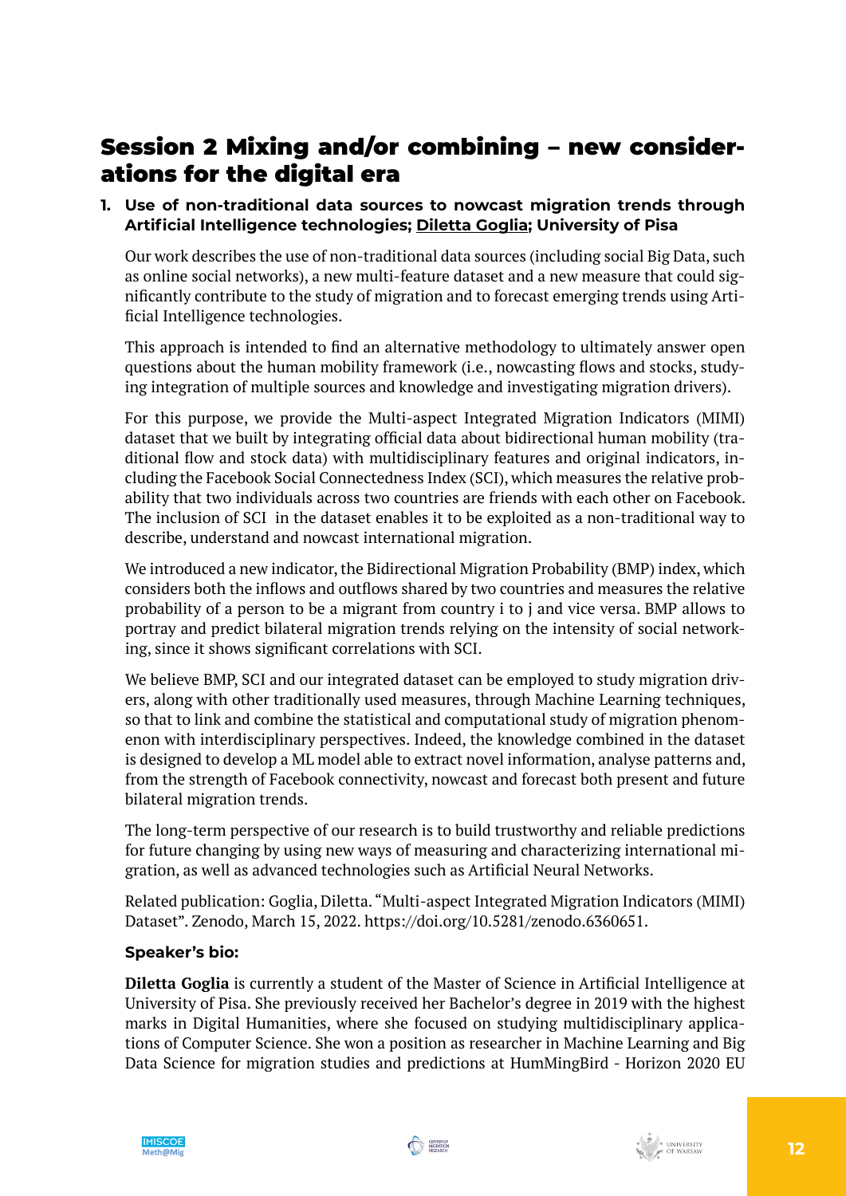# Session 2 Mixing and/or combining – new considerations for the digital era

**1. Use of non-traditional data sources to nowcast migration trends through Artificial Intelligence technologies; Diletta Goglia; University of Pisa**

Our work describes the use of non-traditional data sources (including social Big Data, such as online social networks), a new multi-feature dataset and a new measure that could significantly contribute to the study of migration and to forecast emerging trends using Artificial Intelligence technologies.

This approach is intended to find an alternative methodology to ultimately answer open questions about the human mobility framework (i.e., nowcasting flows and stocks, studying integration of multiple sources and knowledge and investigating migration drivers).

For this purpose, we provide the Multi-aspect Integrated Migration Indicators (MIMI) dataset that we built by integrating official data about bidirectional human mobility (traditional flow and stock data) with multidisciplinary features and original indicators, including the Facebook Social Connectedness Index (SCI), which measures the relative probability that two individuals across two countries are friends with each other on Facebook. The inclusion of SCI in the dataset enables it to be exploited as a non-traditional way to describe, understand and nowcast international migration.

We introduced a new indicator, the Bidirectional Migration Probability (BMP) index, which considers both the inflows and outflows shared by two countries and measures the relative probability of a person to be a migrant from country i to j and vice versa. BMP allows to portray and predict bilateral migration trends relying on the intensity of social networking, since it shows significant correlations with SCI.

We believe BMP, SCI and our integrated dataset can be employed to study migration drivers, along with other traditionally used measures, through Machine Learning techniques, so that to link and combine the statistical and computational study of migration phenomenon with interdisciplinary perspectives. Indeed, the knowledge combined in the dataset is designed to develop a ML model able to extract novel information, analyse patterns and, from the strength of Facebook connectivity, nowcast and forecast both present and future bilateral migration trends.

The long-term perspective of our research is to build trustworthy and reliable predictions for future changing by using new ways of measuring and characterizing international migration, as well as advanced technologies such as Artificial Neural Networks.

Related publication: Goglia, Diletta. "Multi-aspect Integrated Migration Indicators (MIMI) Dataset". Zenodo, March 15, 2022. https://doi.org/10.5281/zenodo.6360651.

**Speaker's bio:**

**Diletta Goglia** is currently a student of the Master of Science in Artificial Intelligence at University of Pisa. She previously received her Bachelor's degree in 2019 with the highest marks in Digital Humanities, where she focused on studying multidisciplinary applications of Computer Science. She won a position as researcher in Machine Learning and Big Data Science for migration studies and predictions at HumMingBird - Horizon 2020 EU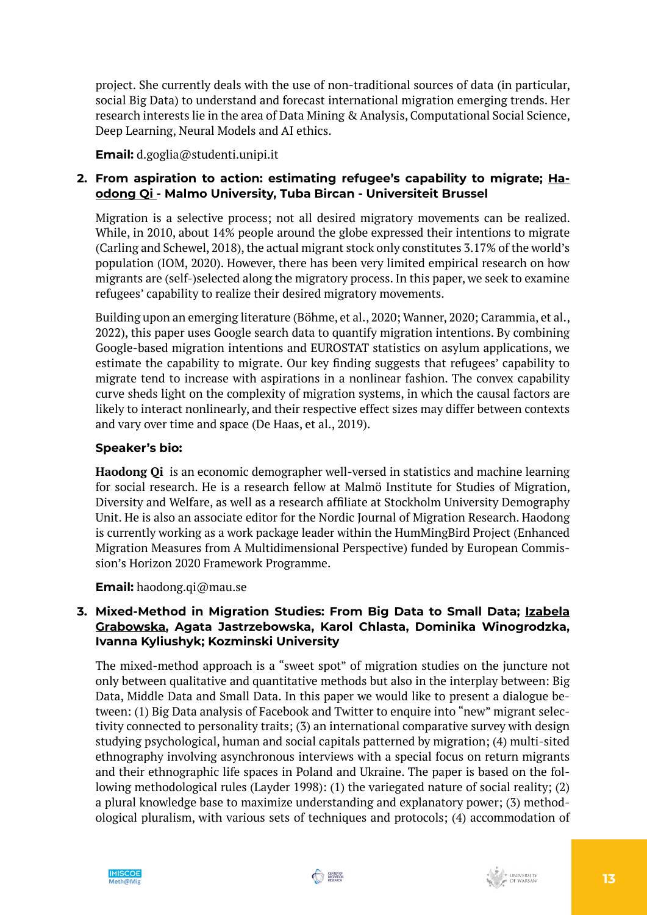project. She currently deals with the use of non-traditional sources of data (in particular, social Big Data) to understand and forecast international migration emerging trends. Her research interests lie in the area of Data Mining & Analysis, Computational Social Science, Deep Learning, Neural Models and AI ethics.

**Email:** d.goglia@studenti.unipi.it

2. **From aspiration to action: estimating refugee's capability to migrate; Haodong Qi - Malmo University, Tuba Bircan - Universiteit Brussel**

   Migration is a selective process; not all desired migratory movements can be realized. While, in 2010, about 14% people around the globe expressed their intentions to migrate (Carling and Schewel, 2018), the actual migrant stock only constitutes 3.17% of the world's population (IOM, 2020). However, there has been very limited empirical research on how migrants are (self-)selected along the migratory process. In this paper, we seek to examine refugees' capability to realize their desired migratory movements.

   Building upon an emerging literature (Böhme, et al., 2020; Wanner, 2020; Carammia, et al., 2022), this paper uses Google search data to quantify migration intentions. By combining Google-based migration intentions and EUROSTAT statistics on asylum applications, we estimate the capability to migrate. Our key finding suggests that refugees' capability to migrate tend to increase with aspirations in a nonlinear fashion. The convex capability curve sheds light on the complexity of migration systems, in which the causal factors are likely to interact nonlinearly, and their respective effect sizes may differ between contexts and vary over time and space (De Haas, et al., 2019).

   **Speaker's bio:**

   **Haodong Qi** is an economic demographer well-versed in statistics and machine learning for social research. He is a research fellow at Malmö Institute for Studies of Migration, Diversity and Welfare, as well as a research affiliate at Stockholm University Demography Unit. He is also an associate editor for the Nordic Journal of Migration Research. Haodong is currently working as a work package leader within the HumMingBird Project (Enhanced Migration Measures from A Multidimensional Perspective) funded by European Commission's Horizon 2020 Framework Programme.

   **Email:** haodong.qi@mau.se

3. **Mixed-Method in Migration Studies: From Big Data to Small Data; Izabela Grabowska, Agata Jastrzebowska, Karol Chlasta, Dominika Winogrodzka, Ivanna Kyliushyk; Kozminski University**

   The mixed-method approach is a "sweet spot" of migration studies on the juncture not only between qualitative and quantitative methods but also in the interplay between: Big Data, Middle Data and Small Data. In this paper we would like to present a dialogue between: (1) Big Data analysis of Facebook and Twitter to enquire into "new" migrant selectivity connected to personality traits; (3) an international comparative survey with design studying psychological, human and social capitals patterned by migration; (4) multi-sited ethnography involving asynchronous interviews with a special focus on return migrants and their ethnographic life spaces in Poland and Ukraine. The paper is based on the following methodological rules (Layder 1998): (1) the variegated nature of social reality; (2) a plural knowledge base to maximize understanding and explanatory power; (3) methodological pluralism, with various sets of techniques and protocols; (4) accommodation of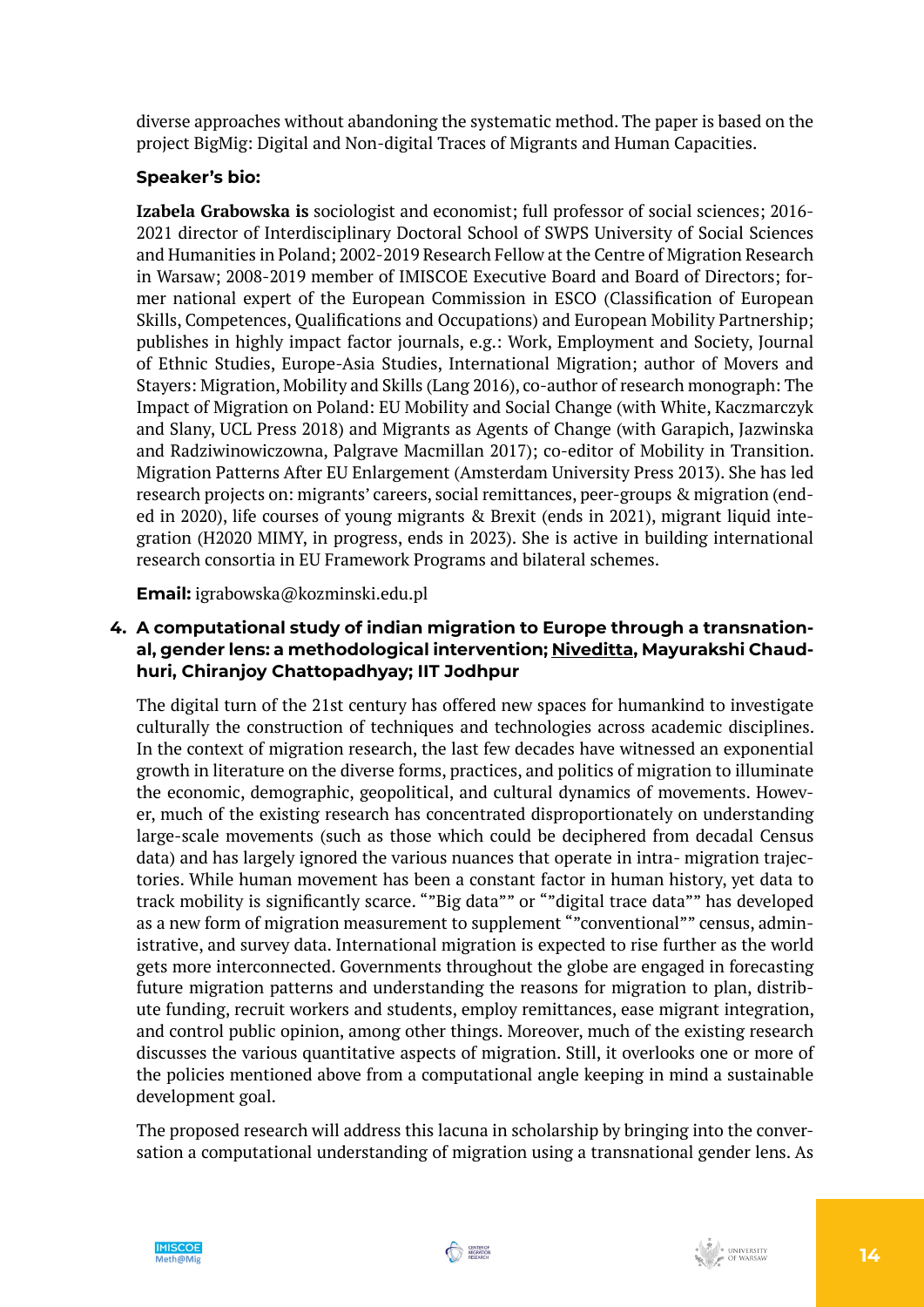diverse approaches without abandoning the systematic method. The paper is based on the project BigMig: Digital and Non-digital Traces of Migrants and Human Capacities.

**Speaker's bio:**

**Izabela Grabowska is** sociologist and economist; full professor of social sciences; 2016-2021 director of Interdisciplinary Doctoral School of SWPS University of Social Sciences and Humanities in Poland; 2002-2019 Research Fellow at the Centre of Migration Research in Warsaw; 2008-2019 member of IMISCOE Executive Board and Board of Directors; former national expert of the European Commission in ESCO (Classification of European Skills, Competences, Qualifications and Occupations) and European Mobility Partnership; publishes in highly impact factor journals, e.g.: Work, Employment and Society, Journal of Ethnic Studies, Europe-Asia Studies, International Migration; author of Movers and Stayers: Migration, Mobility and Skills (Lang 2016), co-author of research monograph: The Impact of Migration on Poland: EU Mobility and Social Change (with White, Kaczmarczyk and Slany, UCL Press 2018) and Migrants as Agents of Change (with Garapich, Jazwinska and Radziwinowiczowna, Palgrave Macmillan 2017); co-editor of Mobility in Transition. Migration Patterns After EU Enlargement (Amsterdam University Press 2013). She has led research projects on: migrants' careers, social remittances, peer-groups & migration (ended in 2020), life courses of young migrants & Brexit (ends in 2021), migrant liquid integration (H2020 MIMY, in progress, ends in 2023). She is active in building international research consortia in EU Framework Programs and bilateral schemes.

**Email:** igrabowska@kozminski.edu.pl

4. **A computational study of indian migration to Europe through a transnational, gender lens: a methodological intervention; <u>Niveditta</u>, Mayurakshi Chaudhuri, Chiranjoy Chattopadhyay; IIT Jodhpur**

The digital turn of the 21st century has offered new spaces for humankind to investigate culturally the construction of techniques and technologies across academic disciplines. In the context of migration research, the last few decades have witnessed an exponential growth in literature on the diverse forms, practices, and politics of migration to illuminate the economic, demographic, geopolitical, and cultural dynamics of movements. However, much of the existing research has concentrated disproportionately on understanding large-scale movements (such as those which could be deciphered from decadal Census data) and has largely ignored the various nuances that operate in intra- migration trajectories. While human movement has been a constant factor in human history, yet data to track mobility is significantly scarce. “”Big data”” or “”digital trace data”” has developed as a new form of migration measurement to supplement “”conventional”” census, administrative, and survey data. International migration is expected to rise further as the world gets more interconnected. Governments throughout the globe are engaged in forecasting future migration patterns and understanding the reasons for migration to plan, distribute funding, recruit workers and students, employ remittances, ease migrant integration, and control public opinion, among other things. Moreover, much of the existing research discusses the various quantitative aspects of migration. Still, it overlooks one or more of the policies mentioned above from a computational angle keeping in mind a sustainable development goal.

The proposed research will address this lacuna in scholarship by bringing into the conversation a computational understanding of migration using a transnational gender lens. As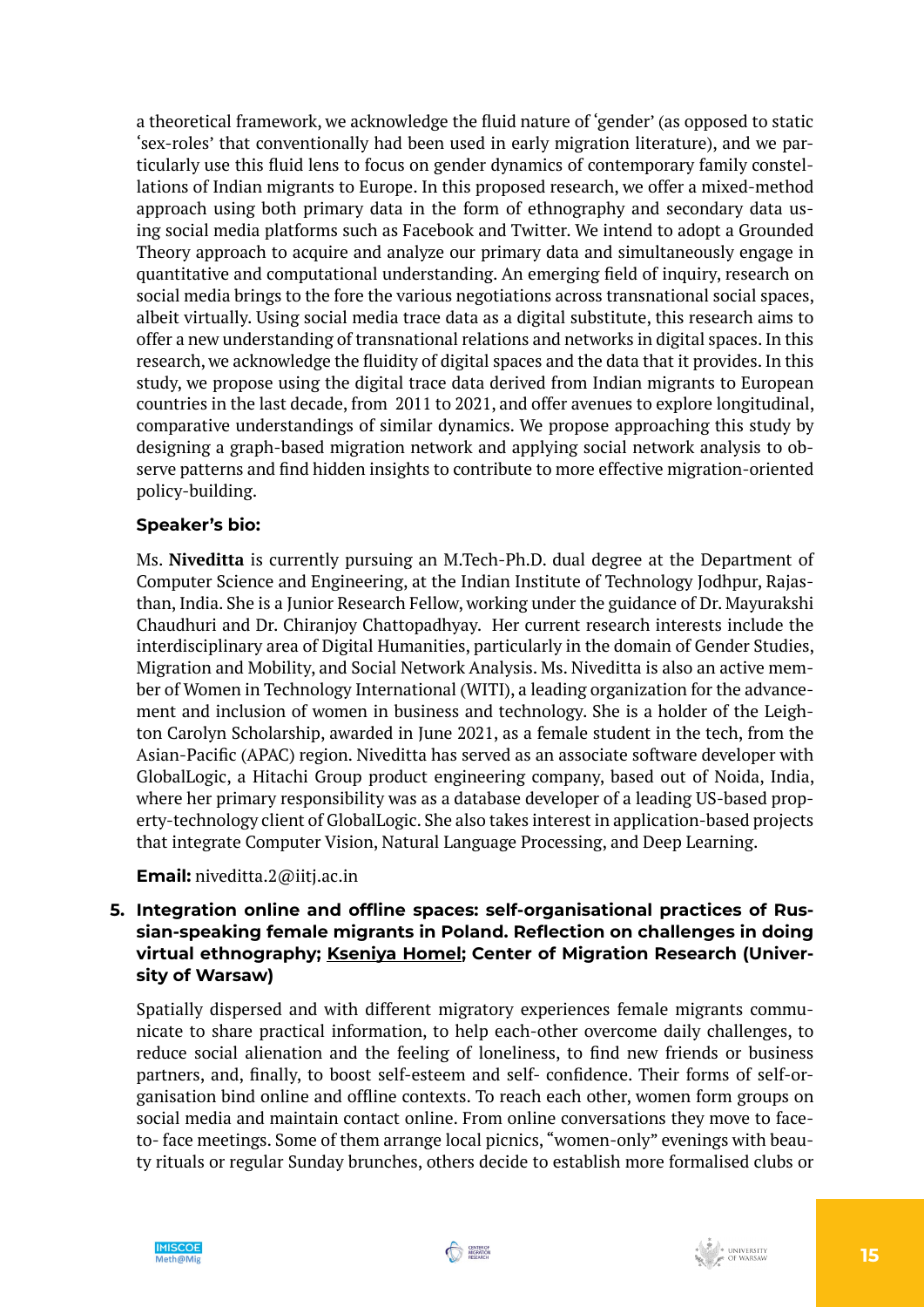a theoretical framework, we acknowledge the fluid nature of 'gender' (as opposed to static 'sex-roles' that conventionally had been used in early migration literature), and we particularly use this fluid lens to focus on gender dynamics of contemporary family constellations of Indian migrants to Europe. In this proposed research, we offer a mixed-method approach using both primary data in the form of ethnography and secondary data using social media platforms such as Facebook and Twitter. We intend to adopt a Grounded Theory approach to acquire and analyze our primary data and simultaneously engage in quantitative and computational understanding. An emerging field of inquiry, research on social media brings to the fore the various negotiations across transnational social spaces, albeit virtually. Using social media trace data as a digital substitute, this research aims to offer a new understanding of transnational relations and networks in digital spaces. In this research, we acknowledge the fluidity of digital spaces and the data that it provides. In this study, we propose using the digital trace data derived from Indian migrants to European countries in the last decade, from 2011 to 2021, and offer avenues to explore longitudinal, comparative understandings of similar dynamics. We propose approaching this study by designing a graph-based migration network and applying social network analysis to observe patterns and find hidden insights to contribute to more effective migration-oriented policy-building.

**Speaker's bio:**

Ms. **Niveditta** is currently pursuing an M.Tech-Ph.D. dual degree at the Department of Computer Science and Engineering, at the Indian Institute of Technology Jodhpur, Rajasthan, India. She is a Junior Research Fellow, working under the guidance of Dr. Mayurakshi Chaudhuri and Dr. Chiranjoy Chattopadhyay. Her current research interests include the interdisciplinary area of Digital Humanities, particularly in the domain of Gender Studies, Migration and Mobility, and Social Network Analysis. Ms. Niveditta is also an active member of Women in Technology International (WITI), a leading organization for the advancement and inclusion of women in business and technology. She is a holder of the Leighton Carolyn Scholarship, awarded in June 2021, as a female student in the tech, from the Asian-Pacific (APAC) region. Niveditta has served as an associate software developer with GlobalLogic, a Hitachi Group product engineering company, based out of Noida, India, where her primary responsibility was as a database developer of a leading US-based property-technology client of GlobalLogic. She also takes interest in application-based projects that integrate Computer Vision, Natural Language Processing, and Deep Learning.

**Email:** niveditta.2@iitj.ac.in

5. **Integration online and offline spaces: self-organisational practices of Russian-speaking female migrants in Poland. Reflection on challenges in doing virtual ethnography; Kseniya Homel; Center of Migration Research (University of Warsaw)**

Spatially dispersed and with different migratory experiences female migrants communicate to share practical information, to help each-other overcome daily challenges, to reduce social alienation and the feeling of loneliness, to find new friends or business partners, and, finally, to boost self-esteem and self- confidence. Their forms of self-organisation bind online and offline contexts. To reach each other, women form groups on social media and maintain contact online. From online conversations they move to face-to- face meetings. Some of them arrange local picnics, "women-only" evenings with beauty rituals or regular Sunday brunches, others decide to establish more formalised clubs or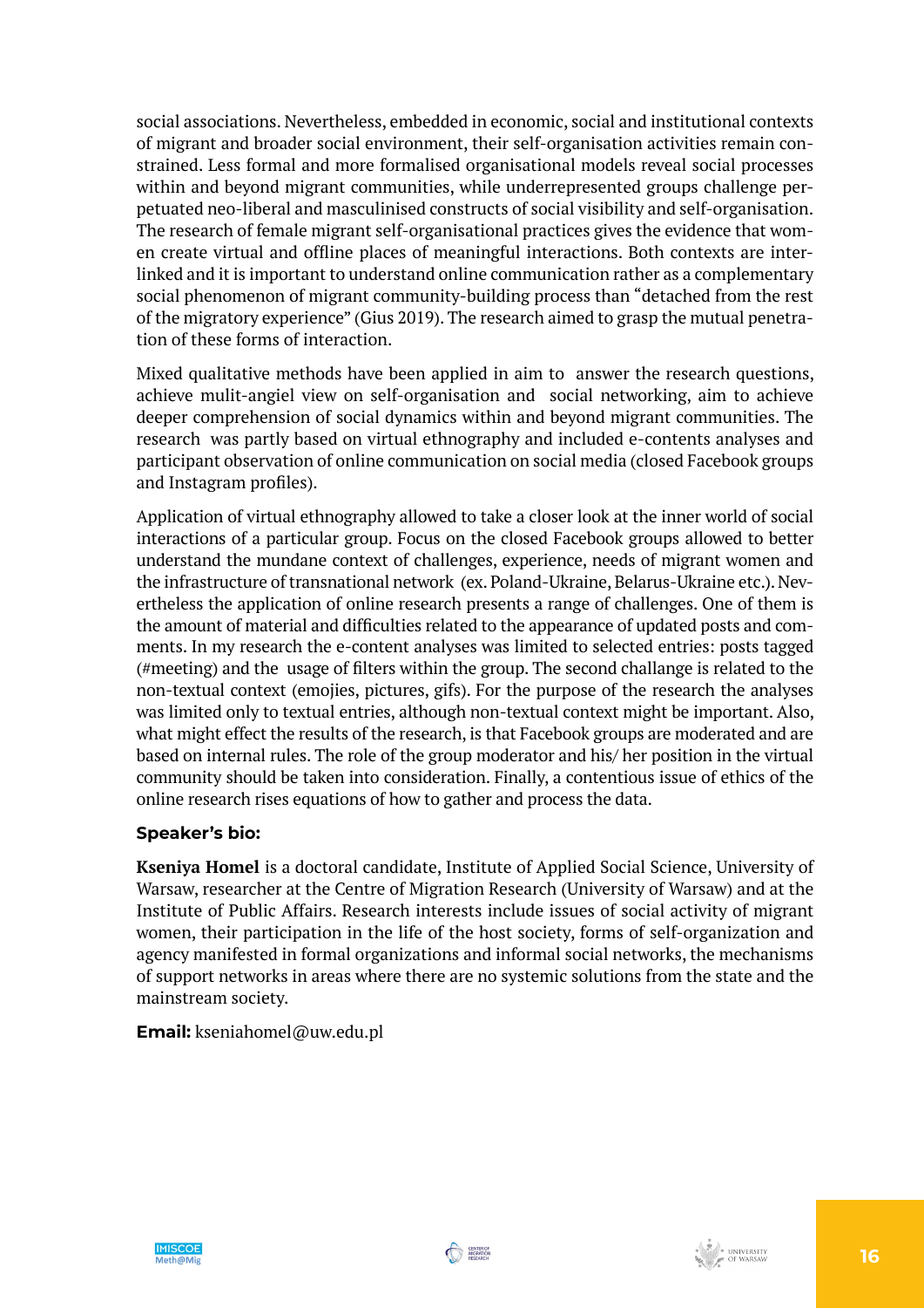social associations. Nevertheless, embedded in economic, social and institutional contexts of migrant and broader social environment, their self-organisation activities remain constrained. Less formal and more formalised organisational models reveal social processes within and beyond migrant communities, while underrepresented groups challenge perpetuated neo-liberal and masculinised constructs of social visibility and self-organisation. The research of female migrant self-organisational practices gives the evidence that women create virtual and offline places of meaningful interactions. Both contexts are interlinked and it is important to understand online communication rather as a complementary social phenomenon of migrant community-building process than "detached from the rest of the migratory experience" (Gius 2019). The research aimed to grasp the mutual penetration of these forms of interaction.

Mixed qualitative methods have been applied in aim to answer the research questions, achieve mulit-angiel view on self-organisation and social networking, aim to achieve deeper comprehension of social dynamics within and beyond migrant communities. The research was partly based on virtual ethnography and included e-contents analyses and participant observation of online communication on social media (closed Facebook groups and Instagram profiles).

Application of virtual ethnography allowed to take a closer look at the inner world of social interactions of a particular group. Focus on the closed Facebook groups allowed to better understand the mundane context of challenges, experience, needs of migrant women and the infrastructure of transnational network (ex. Poland-Ukraine, Belarus-Ukraine etc.). Nevertheless the application of online research presents a range of challenges. One of them is the amount of material and difficulties related to the appearance of updated posts and comments. In my research the e-content analyses was limited to selected entries: posts tagged (#meeting) and the usage of filters within the group. The second challange is related to the non-textual context (emojies, pictures, gifs). For the purpose of the research the analyses was limited only to textual entries, although non-textual context might be important. Also, what might effect the results of the research, is that Facebook groups are moderated and are based on internal rules. The role of the group moderator and his/ her position in the virtual community should be taken into consideration. Finally, a contentious issue of ethics of the online research rises equations of how to gather and process the data.

**Speaker's bio:**

**Kseniya Homel** is a doctoral candidate, Institute of Applied Social Science, University of Warsaw, researcher at the Centre of Migration Research (University of Warsaw) and at the Institute of Public Affairs. Research interests include issues of social activity of migrant women, their participation in the life of the host society, forms of self-organization and agency manifested in formal organizations and informal social networks, the mechanisms of support networks in areas where there are no systemic solutions from the state and the mainstream society.

**Email:** kseniahomel@uw.edu.pl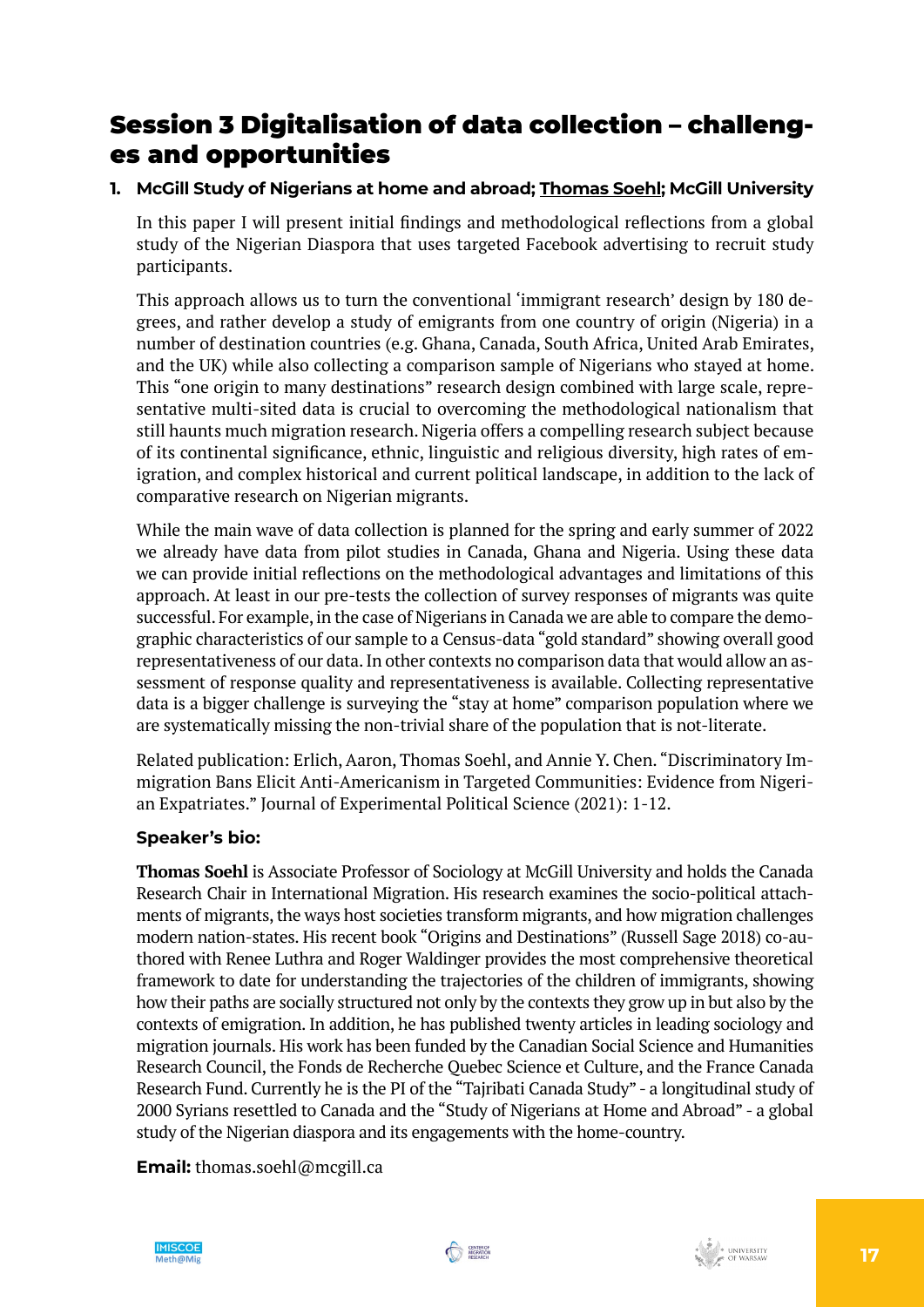# Session 3 Digitalisation of data collection – challenges and opportunities

**1. McGill Study of Nigerians at home and abroad; Thomas Soehl; McGill University**

In this paper I will present initial findings and methodological reflections from a global study of the Nigerian Diaspora that uses targeted Facebook advertising to recruit study participants.

This approach allows us to turn the conventional 'immigrant research' design by 180 degrees, and rather develop a study of emigrants from one country of origin (Nigeria) in a number of destination countries (e.g. Ghana, Canada, South Africa, United Arab Emirates, and the UK) while also collecting a comparison sample of Nigerians who stayed at home. This "one origin to many destinations" research design combined with large scale, representative multi-sited data is crucial to overcoming the methodological nationalism that still haunts much migration research. Nigeria offers a compelling research subject because of its continental significance, ethnic, linguistic and religious diversity, high rates of emigration, and complex historical and current political landscape, in addition to the lack of comparative research on Nigerian migrants.

While the main wave of data collection is planned for the spring and early summer of 2022 we already have data from pilot studies in Canada, Ghana and Nigeria. Using these data we can provide initial reflections on the methodological advantages and limitations of this approach. At least in our pre-tests the collection of survey responses of migrants was quite successful. For example, in the case of Nigerians in Canada we are able to compare the demographic characteristics of our sample to a Census-data "gold standard" showing overall good representativeness of our data. In other contexts no comparison data that would allow an assessment of response quality and representativeness is available. Collecting representative data is a bigger challenge is surveying the "stay at home" comparison population where we are systematically missing the non-trivial share of the population that is not-literate.

Related publication: Erlich, Aaron, Thomas Soehl, and Annie Y. Chen. "Discriminatory Immigration Bans Elicit Anti-Americanism in Targeted Communities: Evidence from Nigerian Expatriates." Journal of Experimental Political Science (2021): 1-12.

**Speaker's bio:**

**Thomas Soehl** is Associate Professor of Sociology at McGill University and holds the Canada Research Chair in International Migration. His research examines the socio-political attachments of migrants, the ways host societies transform migrants, and how migration challenges modern nation-states. His recent book "Origins and Destinations" (Russell Sage 2018) co-authored with Renee Luthra and Roger Waldinger provides the most comprehensive theoretical framework to date for understanding the trajectories of the children of immigrants, showing how their paths are socially structured not only by the contexts they grow up in but also by the contexts of emigration. In addition, he has published twenty articles in leading sociology and migration journals. His work has been funded by the Canadian Social Science and Humanities Research Council, the Fonds de Recherche Quebec Science et Culture, and the France Canada Research Fund. Currently he is the PI of the "Tajribati Canada Study" - a longitudinal study of 2000 Syrians resettled to Canada and the "Study of Nigerians at Home and Abroad" - a global study of the Nigerian diaspora and its engagements with the home-country.

**Email:** thomas.soehl@mcgill.ca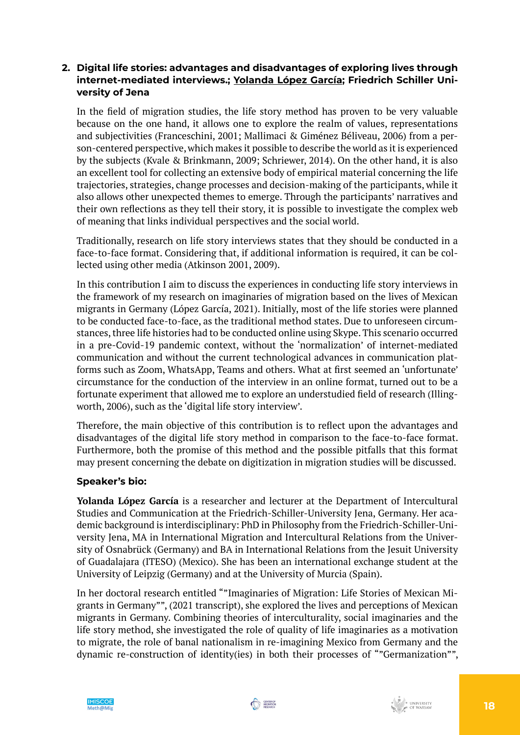**2. Digital life stories: advantages and disadvantages of exploring lives through internet-mediated interviews.; Yolanda López García; Friedrich Schiller University of Jena**

In the field of migration studies, the life story method has proven to be very valuable because on the one hand, it allows one to explore the realm of values, representations and subjectivities (Franceschini, 2001; Mallimaci & Giménez Béliveau, 2006) from a person-centered perspective, which makes it possible to describe the world as it is experienced by the subjects (Kvale & Brinkmann, 2009; Schriewer, 2014). On the other hand, it is also an excellent tool for collecting an extensive body of empirical material concerning the life trajectories, strategies, change processes and decision-making of the participants, while it also allows other unexpected themes to emerge. Through the participants' narratives and their own reflections as they tell their story, it is possible to investigate the complex web of meaning that links individual perspectives and the social world.

Traditionally, research on life story interviews states that they should be conducted in a face-to-face format. Considering that, if additional information is required, it can be collected using other media (Atkinson 2001, 2009).

In this contribution I aim to discuss the experiences in conducting life story interviews in the framework of my research on imaginaries of migration based on the lives of Mexican migrants in Germany (López García, 2021). Initially, most of the life stories were planned to be conducted face-to-face, as the traditional method states. Due to unforeseen circumstances, three life histories had to be conducted online using Skype. This scenario occurred in a pre-Covid-19 pandemic context, without the 'normalization' of internet-mediated communication and without the current technological advances in communication platforms such as Zoom, WhatsApp, Teams and others. What at first seemed an 'unfortunate' circumstance for the conduction of the interview in an online format, turned out to be a fortunate experiment that allowed me to explore an understudied field of research (Illingworth, 2006), such as the 'digital life story interview'.

Therefore, the main objective of this contribution is to reflect upon the advantages and disadvantages of the digital life story method in comparison to the face-to-face format. Furthermore, both the promise of this method and the possible pitfalls that this format may present concerning the debate on digitization in migration studies will be discussed.

**Speaker's bio:**

**Yolanda López García** is a researcher and lecturer at the Department of Intercultural Studies and Communication at the Friedrich-Schiller-University Jena, Germany. Her academic background is interdisciplinary: PhD in Philosophy from the Friedrich-Schiller-University Jena, MA in International Migration and Intercultural Relations from the University of Osnabrück (Germany) and BA in International Relations from the Jesuit University of Guadalajara (ITESO) (Mexico). She has been an international exchange student at the University of Leipzig (Germany) and at the University of Murcia (Spain).

In her doctoral research entitled ""Imaginaries of Migration: Life Stories of Mexican Migrants in Germany"", (2021 transcript), she explored the lives and perceptions of Mexican migrants in Germany. Combining theories of interculturality, social imaginaries and the life story method, she investigated the role of quality of life imaginaries as a motivation to migrate, the role of banal nationalism in re-imagining Mexico from Germany and the dynamic re-construction of identity(ies) in both their processes of ""Germanization"",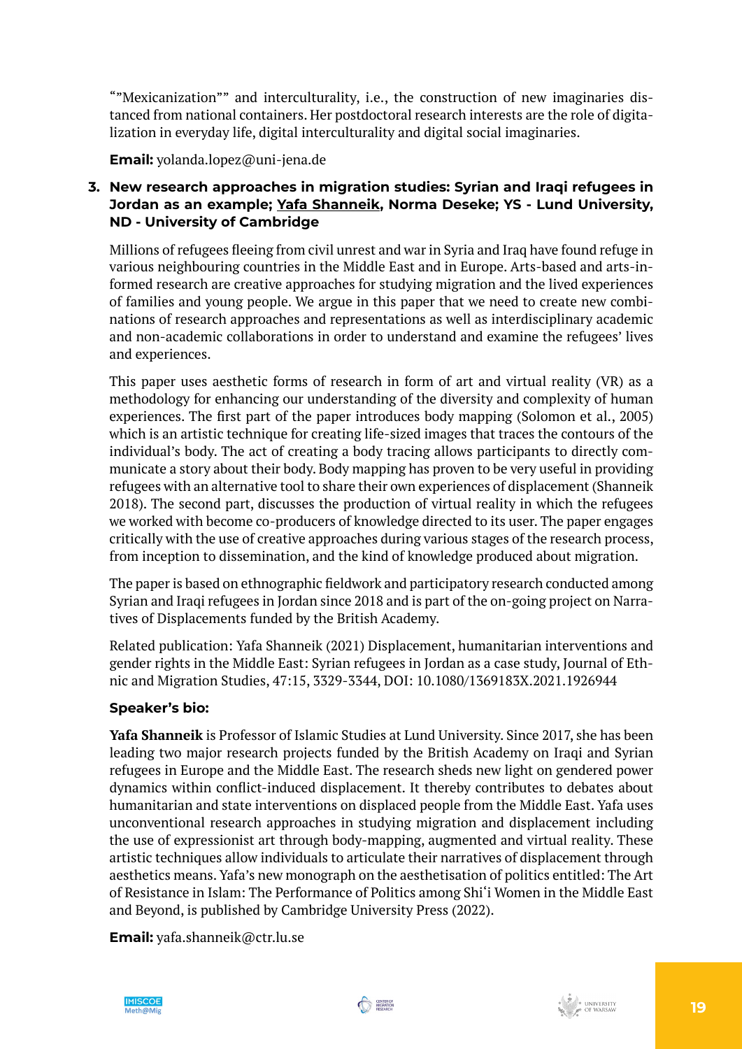“”Mexicanization”” and interculturality, i.e., the construction of new imaginaries distanced from national containers. Her postdoctoral research interests are the role of digitalization in everyday life, digital interculturality and digital social imaginaries.

**Email:** yolanda.lopez@uni-jena.de

3. **New research approaches in migration studies: Syrian and Iraqi refugees in Jordan as an example; <u>Yafa Shanneik</u>, Norma Deseke; YS - Lund University, ND - University of Cambridge**

   Millions of refugees fleeing from civil unrest and war in Syria and Iraq have found refuge in various neighbouring countries in the Middle East and in Europe. Arts-based and arts-informed research are creative approaches for studying migration and the lived experiences of families and young people. We argue in this paper that we need to create new combinations of research approaches and representations as well as interdisciplinary academic and non-academic collaborations in order to understand and examine the refugees’ lives and experiences.

   This paper uses aesthetic forms of research in form of art and virtual reality (VR) as a methodology for enhancing our understanding of the diversity and complexity of human experiences. The first part of the paper introduces body mapping (Solomon et al., 2005) which is an artistic technique for creating life-sized images that traces the contours of the individual’s body. The act of creating a body tracing allows participants to directly communicate a story about their body. Body mapping has proven to be very useful in providing refugees with an alternative tool to share their own experiences of displacement (Shanneik 2018). The second part, discusses the production of virtual reality in which the refugees we worked with become co-producers of knowledge directed to its user. The paper engages critically with the use of creative approaches during various stages of the research process, from inception to dissemination, and the kind of knowledge produced about migration.

   The paper is based on ethnographic fieldwork and participatory research conducted among Syrian and Iraqi refugees in Jordan since 2018 and is part of the on-going project on Narratives of Displacements funded by the British Academy.

   Related publication: Yafa Shanneik (2021) Displacement, humanitarian interventions and gender rights in the Middle East: Syrian refugees in Jordan as a case study, Journal of Ethnic and Migration Studies, 47:15, 3329-3344, DOI: 10.1080/1369183X.2021.1926944

   **Speaker’s bio:**

   **Yafa Shanneik** is Professor of Islamic Studies at Lund University. Since 2017, she has been leading two major research projects funded by the British Academy on Iraqi and Syrian refugees in Europe and the Middle East. The research sheds new light on gendered power dynamics within conflict-induced displacement. It thereby contributes to debates about humanitarian and state interventions on displaced people from the Middle East. Yafa uses unconventional research approaches in studying migration and displacement including the use of expressionist art through body-mapping, augmented and virtual reality. These artistic techniques allow individuals to articulate their narratives of displacement through aesthetics means. Yafa’s new monograph on the aesthetisation of politics entitled: The Art of Resistance in Islam: The Performance of Politics among Shi‘i Women in the Middle East and Beyond, is published by Cambridge University Press (2022).

   **Email:** yafa.shanneik@ctr.lu.se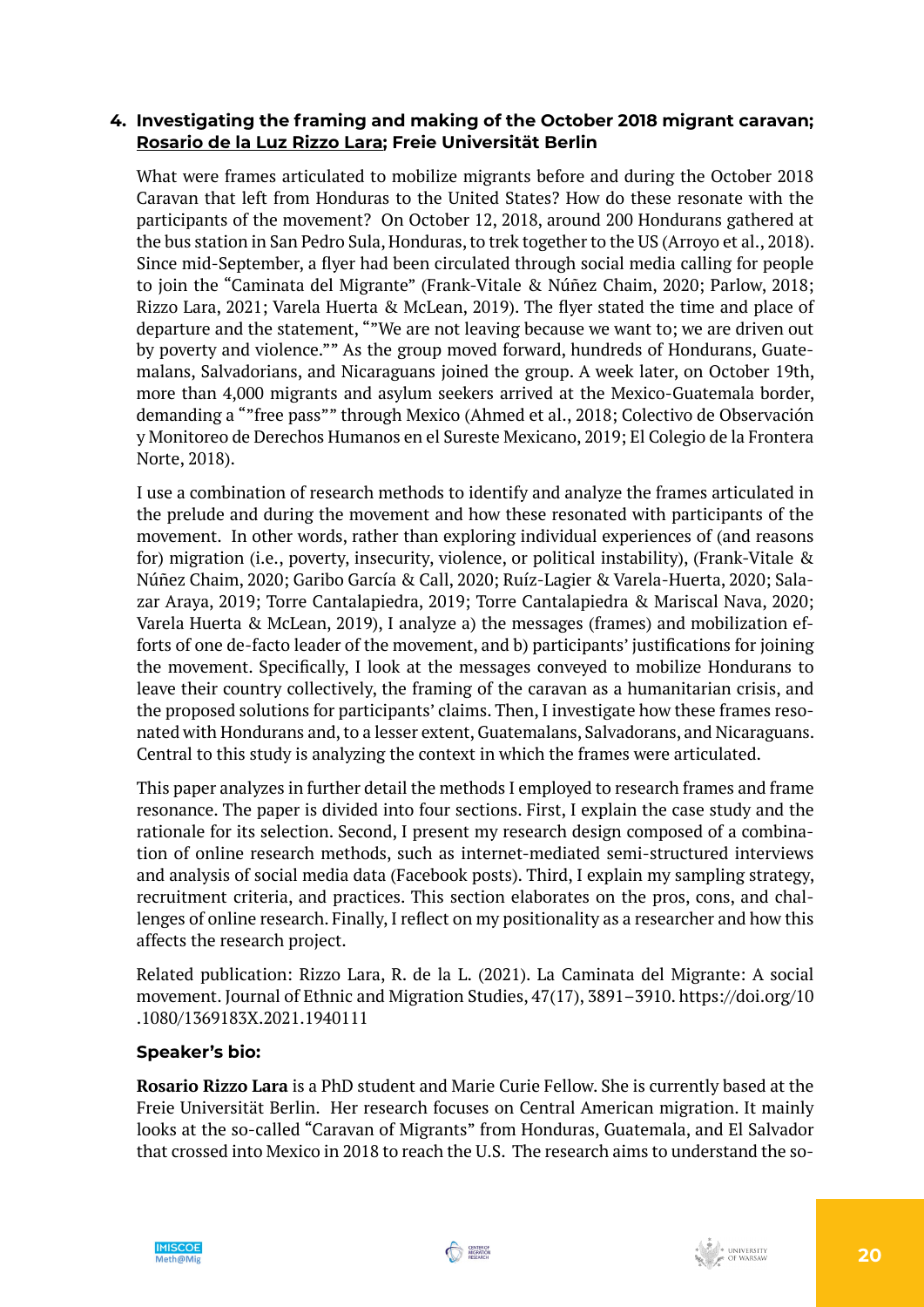### 4. Investigating the framing and making of the October 2018 migrant caravan; Rosario de la Luz Rizzo Lara; Freie Universität Berlin

What were frames articulated to mobilize migrants before and during the October 2018 Caravan that left from Honduras to the United States? How do these resonate with the participants of the movement? On October 12, 2018, around 200 Hondurans gathered at the bus station in San Pedro Sula, Honduras, to trek together to the US (Arroyo et al., 2018). Since mid-September, a flyer had been circulated through social media calling for people to join the "Caminata del Migrante" (Frank-Vitale & Núñez Chaim, 2020; Parlow, 2018; Rizzo Lara, 2021; Varela Huerta & McLean, 2019). The flyer stated the time and place of departure and the statement, ""We are not leaving because we want to; we are driven out by poverty and violence."" As the group moved forward, hundreds of Hondurans, Guatemalans, Salvadorians, and Nicaraguans joined the group. A week later, on October 19th, more than 4,000 migrants and asylum seekers arrived at the Mexico-Guatemala border, demanding a ""free pass"" through Mexico (Ahmed et al., 2018; Colectivo de Observación y Monitoreo de Derechos Humanos en el Sureste Mexicano, 2019; El Colegio de la Frontera Norte, 2018).

I use a combination of research methods to identify and analyze the frames articulated in the prelude and during the movement and how these resonated with participants of the movement. In other words, rather than exploring individual experiences of (and reasons for) migration (i.e., poverty, insecurity, violence, or political instability), (Frank-Vitale & Núñez Chaim, 2020; Garibo García & Call, 2020; Ruíz-Lagier & Varela-Huerta, 2020; Salazar Araya, 2019; Torre Cantalapiedra, 2019; Torre Cantalapiedra & Mariscal Nava, 2020; Varela Huerta & McLean, 2019), I analyze a) the messages (frames) and mobilization efforts of one de-facto leader of the movement, and b) participants' justifications for joining the movement. Specifically, I look at the messages conveyed to mobilize Hondurans to leave their country collectively, the framing of the caravan as a humanitarian crisis, and the proposed solutions for participants' claims. Then, I investigate how these frames resonated with Hondurans and, to a lesser extent, Guatemalans, Salvadorans, and Nicaraguans. Central to this study is analyzing the context in which the frames were articulated.

This paper analyzes in further detail the methods I employed to research frames and frame resonance. The paper is divided into four sections. First, I explain the case study and the rationale for its selection. Second, I present my research design composed of a combination of online research methods, such as internet-mediated semi-structured interviews and analysis of social media data (Facebook posts). Third, I explain my sampling strategy, recruitment criteria, and practices. This section elaborates on the pros, cons, and challenges of online research. Finally, I reflect on my positionality as a researcher and how this affects the research project.

Related publication: Rizzo Lara, R. de la L. (2021). La Caminata del Migrante: A social movement. Journal of Ethnic and Migration Studies, 47(17), 3891–3910. https://doi.org/10.1080/1369183X.2021.1940111

**Speaker's bio:**

**Rosario Rizzo Lara** is a PhD student and Marie Curie Fellow. She is currently based at the Freie Universität Berlin. Her research focuses on Central American migration. It mainly looks at the so-called "Caravan of Migrants" from Honduras, Guatemala, and El Salvador that crossed into Mexico in 2018 to reach the U.S. The research aims to understand the so-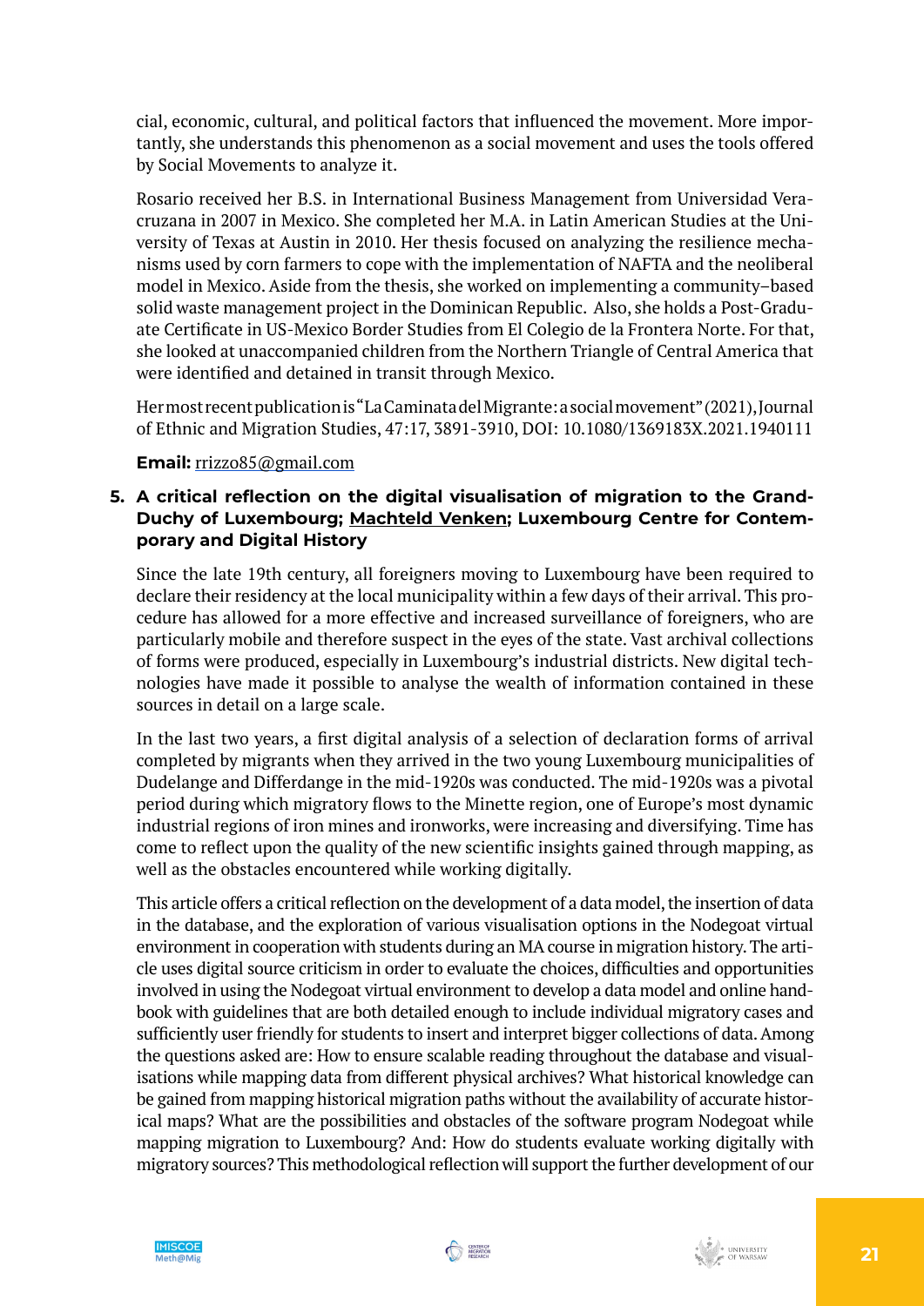cial, economic, cultural, and political factors that influenced the movement. More importantly, she understands this phenomenon as a social movement and uses the tools offered by Social Movements to analyze it.

Rosario received her B.S. in International Business Management from Universidad Veracruzana in 2007 in Mexico. She completed her M.A. in Latin American Studies at the University of Texas at Austin in 2010. Her thesis focused on analyzing the resilience mechanisms used by corn farmers to cope with the implementation of NAFTA and the neoliberal model in Mexico. Aside from the thesis, she worked on implementing a community–based solid waste management project in the Dominican Republic. Also, she holds a Post-Graduate Certificate in US-Mexico Border Studies from El Colegio de la Frontera Norte. For that, she looked at unaccompanied children from the Northern Triangle of Central America that were identified and detained in transit through Mexico.

Her most recent publication is "La Caminata del Migrante: a social movement" (2021), Journal of Ethnic and Migration Studies, 47:17, 3891-3910, DOI: 10.1080/1369183X.2021.1940111

**Email:** rrizzo85@gmail.com

**5. A critical reflection on the digital visualisation of migration to the Grand-Duchy of Luxembourg; Machteld Venken; Luxembourg Centre for Contemporary and Digital History**

Since the late 19th century, all foreigners moving to Luxembourg have been required to declare their residency at the local municipality within a few days of their arrival. This procedure has allowed for a more effective and increased surveillance of foreigners, who are particularly mobile and therefore suspect in the eyes of the state. Vast archival collections of forms were produced, especially in Luxembourg's industrial districts. New digital technologies have made it possible to analyse the wealth of information contained in these sources in detail on a large scale.

In the last two years, a first digital analysis of a selection of declaration forms of arrival completed by migrants when they arrived in the two young Luxembourg municipalities of Dudelange and Differdange in the mid-1920s was conducted. The mid-1920s was a pivotal period during which migratory flows to the Minette region, one of Europe's most dynamic industrial regions of iron mines and ironworks, were increasing and diversifying. Time has come to reflect upon the quality of the new scientific insights gained through mapping, as well as the obstacles encountered while working digitally.

This article offers a critical reflection on the development of a data model, the insertion of data in the database, and the exploration of various visualisation options in the Nodegoat virtual environment in cooperation with students during an MA course in migration history. The article uses digital source criticism in order to evaluate the choices, difficulties and opportunities involved in using the Nodegoat virtual environment to develop a data model and online handbook with guidelines that are both detailed enough to include individual migratory cases and sufficiently user friendly for students to insert and interpret bigger collections of data. Among the questions asked are: How to ensure scalable reading throughout the database and visualisations while mapping data from different physical archives? What historical knowledge can be gained from mapping historical migration paths without the availability of accurate historical maps? What are the possibilities and obstacles of the software program Nodegoat while mapping migration to Luxembourg? And: How do students evaluate working digitally with migratory sources? This methodological reflection will support the further development of our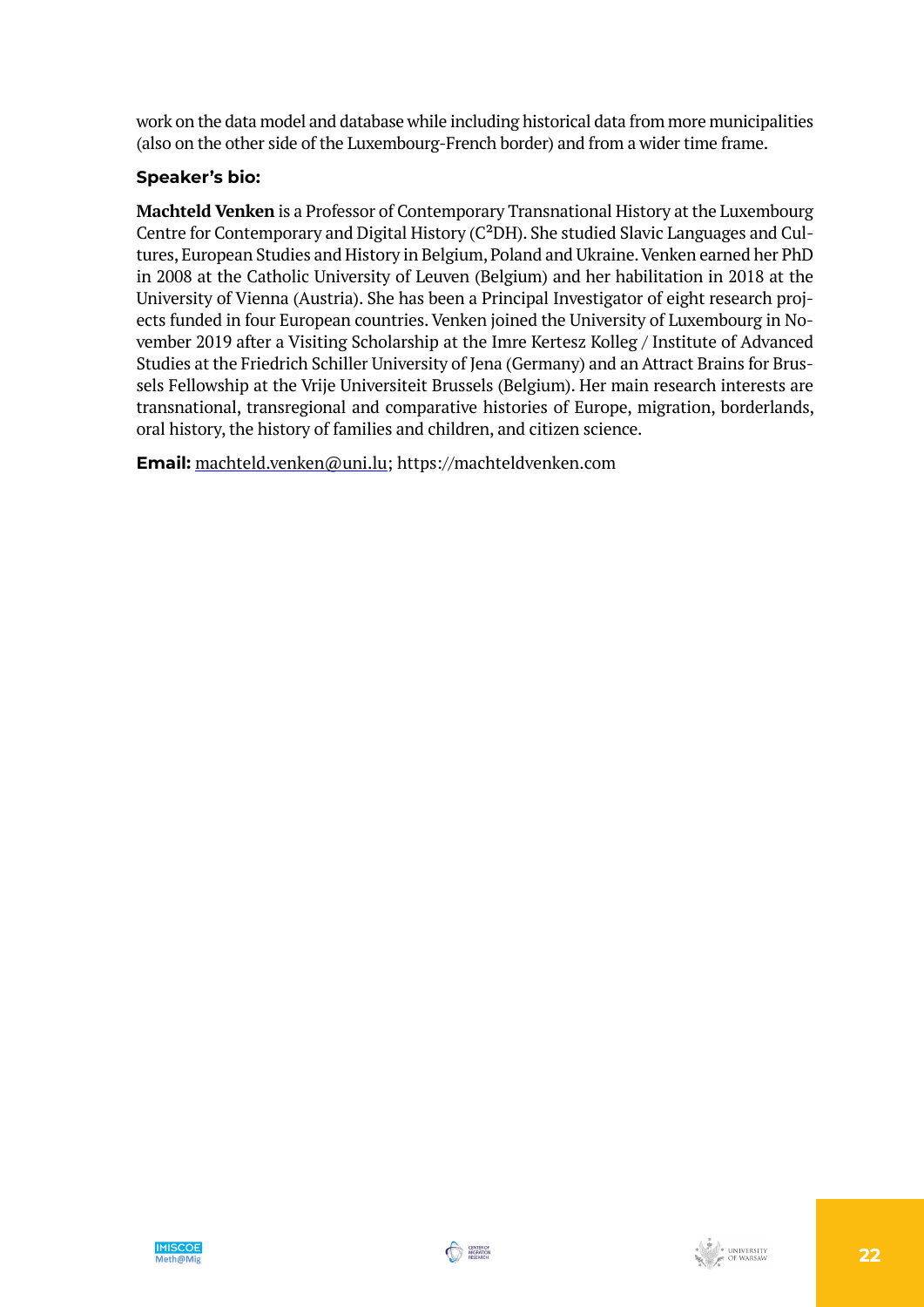work on the data model and database while including historical data from more municipalities (also on the other side of the Luxembourg-French border) and from a wider time frame.

**Speaker's bio:**

**Machteld Venken** is a Professor of Contemporary Transnational History at the Luxembourg Centre for Contemporary and Digital History ($C^2DH$). She studied Slavic Languages and Cultures, European Studies and History in Belgium, Poland and Ukraine. Venken earned her PhD in 2008 at the Catholic University of Leuven (Belgium) and her habilitation in 2018 at the University of Vienna (Austria). She has been a Principal Investigator of eight research projects funded in four European countries. Venken joined the University of Luxembourg in November 2019 after a Visiting Scholarship at the Imre Kertesz Kolleg / Institute of Advanced Studies at the Friedrich Schiller University of Jena (Germany) and an Attract Brains for Brussels Fellowship at the Vrije Universiteit Brussels (Belgium). Her main research interests are transnational, transregional and comparative histories of Europe, migration, borderlands, oral history, the history of families and children, and citizen science.

**Email:** machteld.venken@uni.lu; https://machteldvenken.com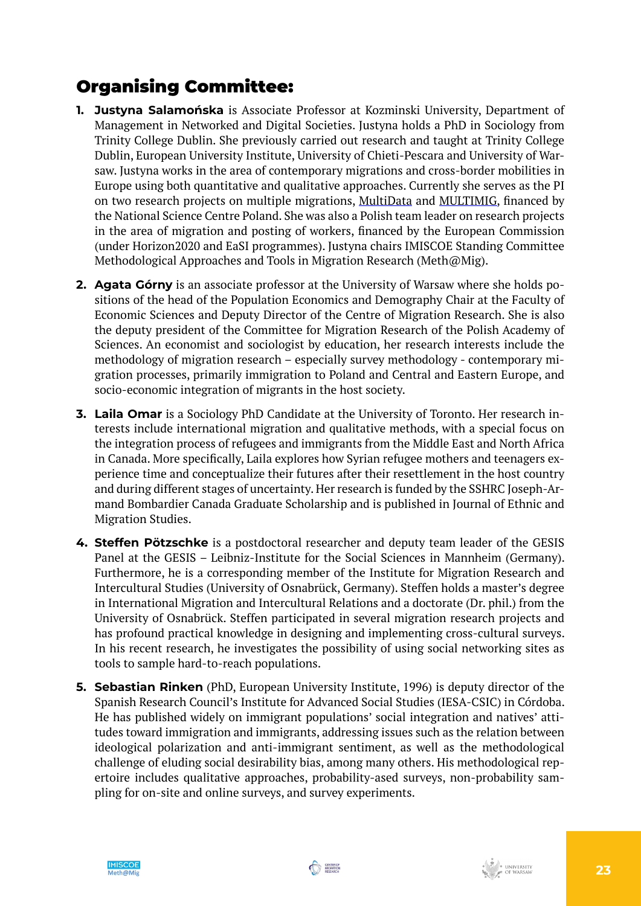## Organising Committee:

1. **Justyna Salamońska** is Associate Professor at Kozminski University, Department of Management in Networked and Digital Societies. Justyna holds a PhD in Sociology from Trinity College Dublin. She previously carried out research and taught at Trinity College Dublin, European University Institute, University of Chieti-Pescara and University of Warsaw. Justyna works in the area of contemporary migrations and cross-border mobilities in Europe using both quantitative and qualitative approaches. Currently she serves as the PI on two research projects on multiple migrations, MultiData and MULTIMIG, financed by the National Science Centre Poland. She was also a Polish team leader on research projects in the area of migration and posting of workers, financed by the European Commission (under Horizon2020 and EaSI programmes). Justyna chairs IMISCOE Standing Committee Methodological Approaches and Tools in Migration Research (Meth@Mig).

2. **Agata Górny** is an associate professor at the University of Warsaw where she holds positions of the head of the Population Economics and Demography Chair at the Faculty of Economic Sciences and Deputy Director of the Centre of Migration Research. She is also the deputy president of the Committee for Migration Research of the Polish Academy of Sciences. An economist and sociologist by education, her research interests include the methodology of migration research – especially survey methodology - contemporary migration processes, primarily immigration to Poland and Central and Eastern Europe, and socio-economic integration of migrants in the host society.

3. **Laila Omar** is a Sociology PhD Candidate at the University of Toronto. Her research interests include international migration and qualitative methods, with a special focus on the integration process of refugees and immigrants from the Middle East and North Africa in Canada. More specifically, Laila explores how Syrian refugee mothers and teenagers experience time and conceptualize their futures after their resettlement in the host country and during different stages of uncertainty. Her research is funded by the SSHRC Joseph-Armand Bombardier Canada Graduate Scholarship and is published in Journal of Ethnic and Migration Studies.

4. **Steffen Pötzschke** is a postdoctoral researcher and deputy team leader of the GESIS Panel at the GESIS – Leibniz-Institute for the Social Sciences in Mannheim (Germany). Furthermore, he is a corresponding member of the Institute for Migration Research and Intercultural Studies (University of Osnabrück, Germany). Steffen holds a master's degree in International Migration and Intercultural Relations and a doctorate (Dr. phil.) from the University of Osnabrück. Steffen participated in several migration research projects and has profound practical knowledge in designing and implementing cross-cultural surveys. In his recent research, he investigates the possibility of using social networking sites as tools to sample hard-to-reach populations.

5. **Sebastian Rinken** (PhD, European University Institute, 1996) is deputy director of the Spanish Research Council's Institute for Advanced Social Studies (IESA-CSIC) in Córdoba. He has published widely on immigrant populations' social integration and natives' attitudes toward immigration and immigrants, addressing issues such as the relation between ideological polarization and anti-immigrant sentiment, as well as the methodological challenge of eluding social desirability bias, among many others. His methodological repertoire includes qualitative approaches, probability-ased surveys, non-probability sampling for on-site and online surveys, and survey experiments.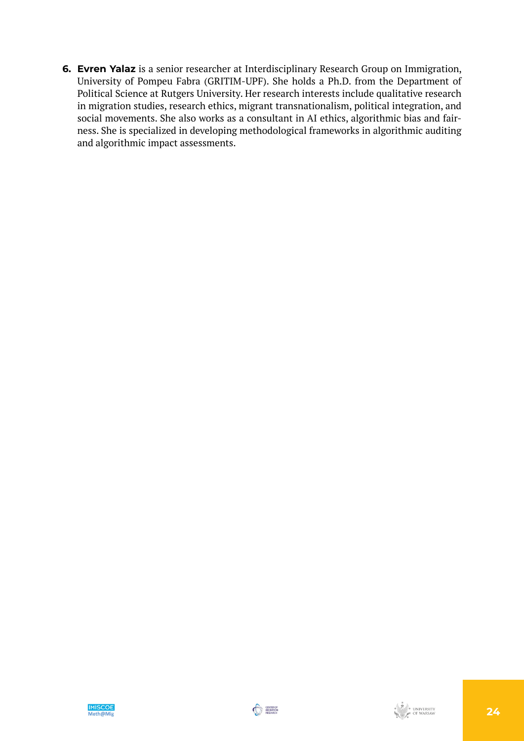6. **Evren Yalaz** is a senior researcher at Interdisciplinary Research Group on Immigration, University of Pompeu Fabra (GRITIM-UPF). She holds a Ph.D. from the Department of Political Science at Rutgers University. Her research interests include qualitative research in migration studies, research ethics, migrant transnationalism, political integration, and social movements. She also works as a consultant in AI ethics, algorithmic bias and fairness. She is specialized in developing methodological frameworks in algorithmic auditing and algorithmic impact assessments.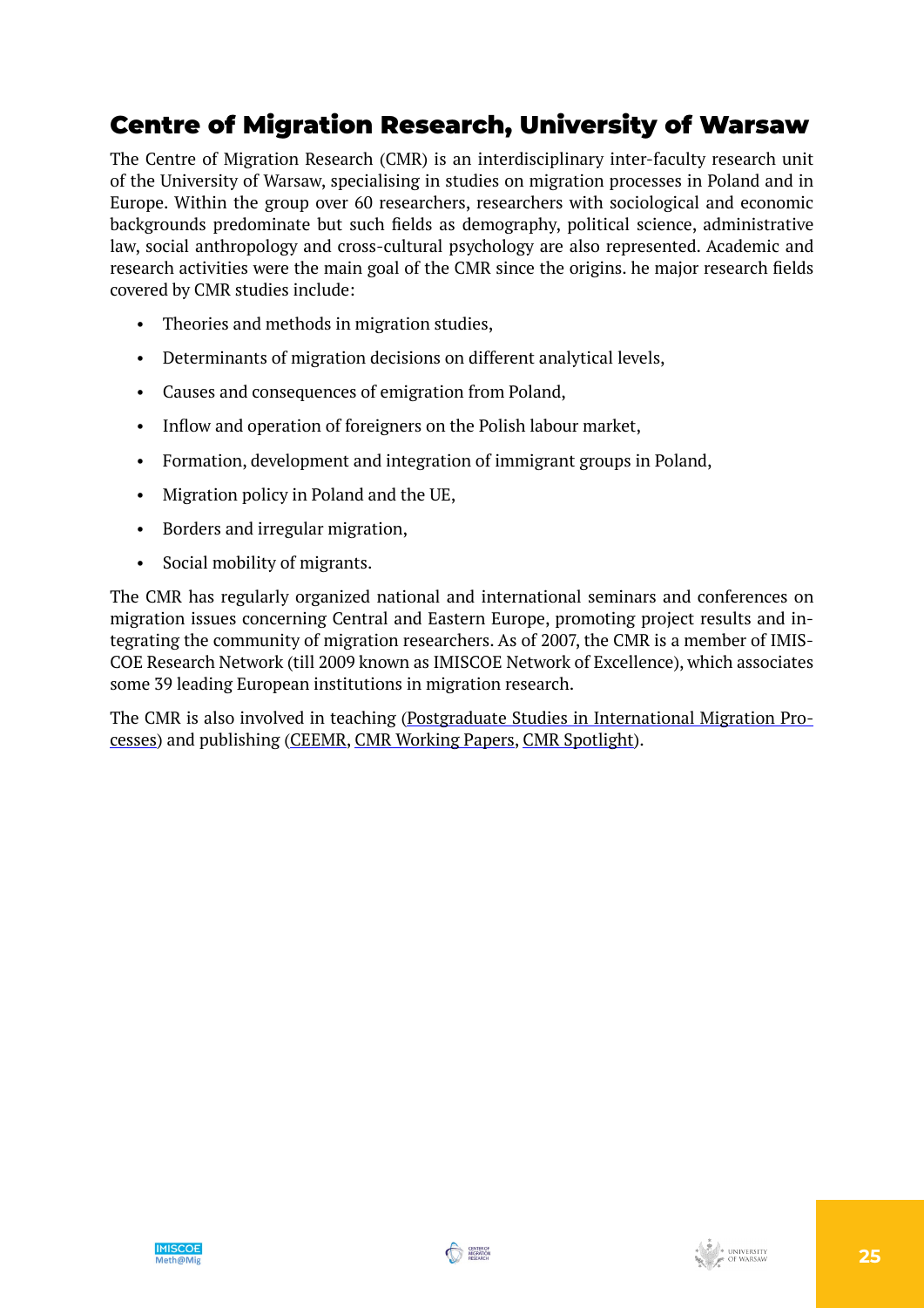## Centre of Migration Research, University of Warsaw

The Centre of Migration Research (CMR) is an interdisciplinary inter-faculty research unit of the University of Warsaw, specialising in studies on migration processes in Poland and in Europe. Within the group over 60 researchers, researchers with sociological and economic backgrounds predominate but such fields as demography, political science, administrative law, social anthropology and cross-cultural psychology are also represented. Academic and research activities were the main goal of the CMR since the origins. he major research fields covered by CMR studies include:

- Theories and methods in migration studies,
- Determinants of migration decisions on different analytical levels,
- Causes and consequences of emigration from Poland,
- Inflow and operation of foreigners on the Polish labour market,
- Formation, development and integration of immigrant groups in Poland,
- Migration policy in Poland and the UE,
- Borders and irregular migration,
- Social mobility of migrants.

The CMR has regularly organized national and international seminars and conferences on migration issues concerning Central and Eastern Europe, promoting project results and integrating the community of migration researchers. As of 2007, the CMR is a member of IMISCOE Research Network (till 2009 known as IMISCOE Network of Excellence), which associates some 39 leading European institutions in migration research.

The CMR is also involved in teaching (Postgraduate Studies in International Migration Processes) and publishing (CEEMR, CMR Working Papers, CMR Spotlight).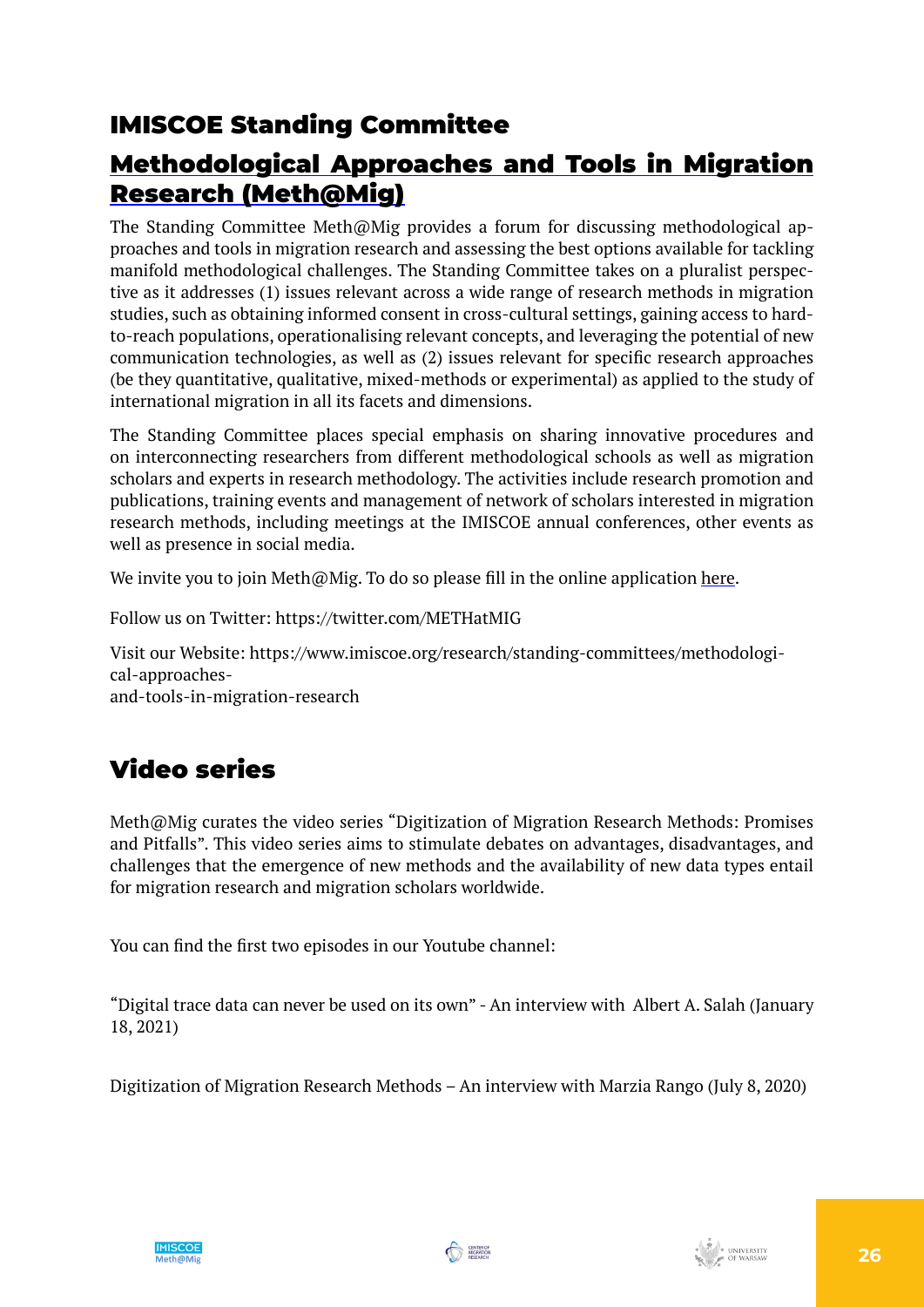## IMISCOE Standing Committee

## Methodological Approaches and Tools in Migration Research (Meth@Mig)

The Standing Committee Meth@Mig provides a forum for discussing methodological approaches and tools in migration research and assessing the best options available for tackling manifold methodological challenges. The Standing Committee takes on a pluralist perspective as it addresses (1) issues relevant across a wide range of research methods in migration studies, such as obtaining informed consent in cross-cultural settings, gaining access to hard-to-reach populations, operationalising relevant concepts, and leveraging the potential of new communication technologies, as well as (2) issues relevant for specific research approaches (be they quantitative, qualitative, mixed-methods or experimental) as applied to the study of international migration in all its facets and dimensions.

The Standing Committee places special emphasis on sharing innovative procedures and on interconnecting researchers from different methodological schools as well as migration scholars and experts in research methodology. The activities include research promotion and publications, training events and management of network of scholars interested in migration research methods, including meetings at the IMISCOE annual conferences, other events as well as presence in social media.

We invite you to join Meth@Mig. To do so please fill in the online application here.

Follow us on Twitter: https://twitter.com/METHatMIG

Visit our Website: https://www.imiscoe.org/research/standing-committees/methodological-approaches-and-tools-in-migration-research

## Video series

Meth@Mig curates the video series "Digitization of Migration Research Methods: Promises and Pitfalls". This video series aims to stimulate debates on advantages, disadvantages, and challenges that the emergence of new methods and the availability of new data types entail for migration research and migration scholars worldwide.

You can find the first two episodes in our Youtube channel:

"Digital trace data can never be used on its own" - An interview with Albert A. Salah (January 18, 2021)

Digitization of Migration Research Methods – An interview with Marzia Rango (July 8, 2020)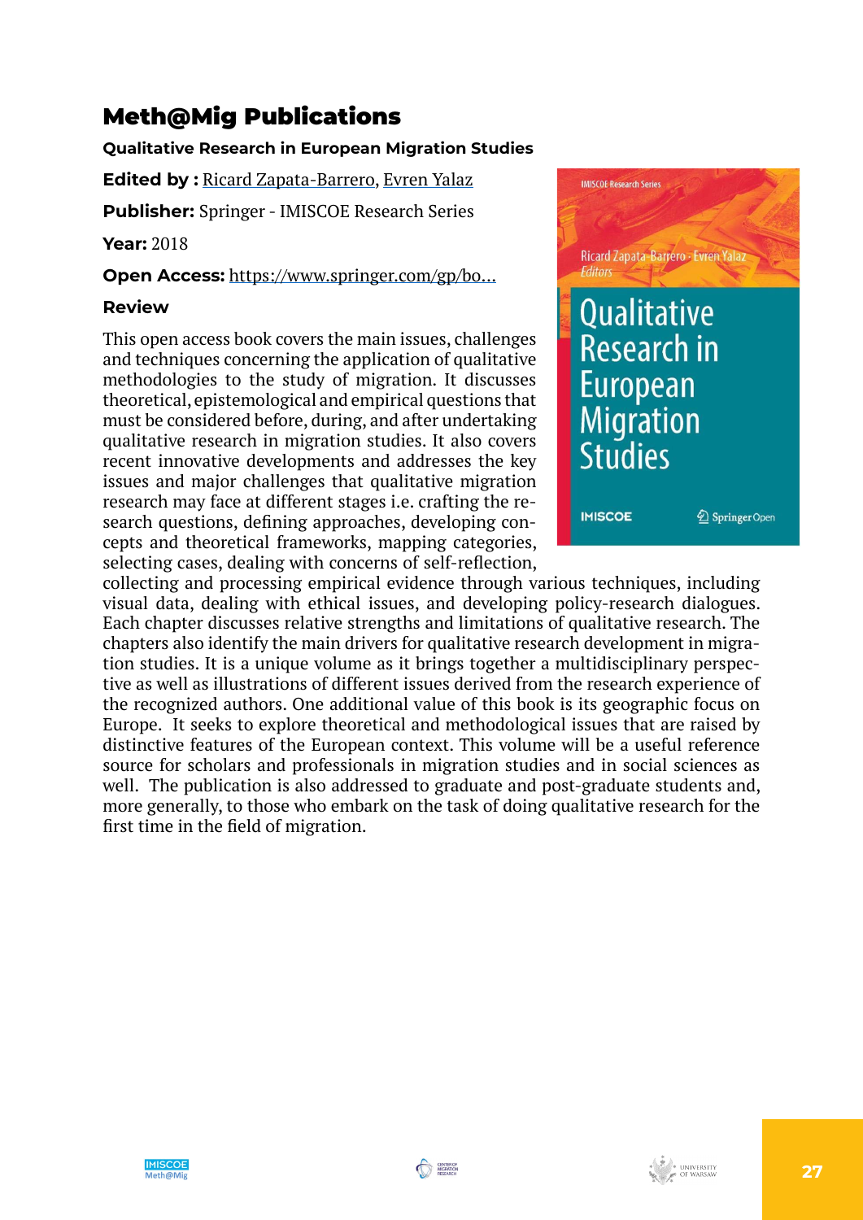# Meth@Mig Publications

**Qualitative Research in European Migration Studies**

**Edited by :** Ricard Zapata-Barrero, Evren Yalaz

**Publisher:** Springer - IMISCOE Research Series

**Year:** 2018

**Open Access:** https://www.springer.com/gp/bo...

**Review**

This open access book covers the main issues, challenges and techniques concerning the application of qualitative methodologies to the study of migration. It discusses theoretical, epistemological and empirical questions that must be considered before, during, and after undertaking qualitative research in migration studies. It also covers recent innovative developments and addresses the key issues and major challenges that qualitative migration research may face at different stages i.e. crafting the research questions, defining approaches, developing concepts and theoretical frameworks, mapping categories, selecting cases, dealing with concerns of self-reflection, collecting and processing empirical evidence through various techniques, including visual data, dealing with ethical issues, and developing policy-research dialogues. Each chapter discusses relative strengths and limitations of qualitative research. The chapters also identify the main drivers for qualitative research development in migration studies. It is a unique volume as it brings together a multidisciplinary perspective as well as illustrations of different issues derived from the research experience of the recognized authors. One additional value of this book is its geographic focus on Europe. It seeks to explore theoretical and methodological issues that are raised by distinctive features of the European context. This volume will be a useful reference source for scholars and professionals in migration studies and in social sciences as well. The publication is also addressed to graduate and post-graduate students and, more generally, to those who embark on the task of doing qualitative research for the first time in the field of migration.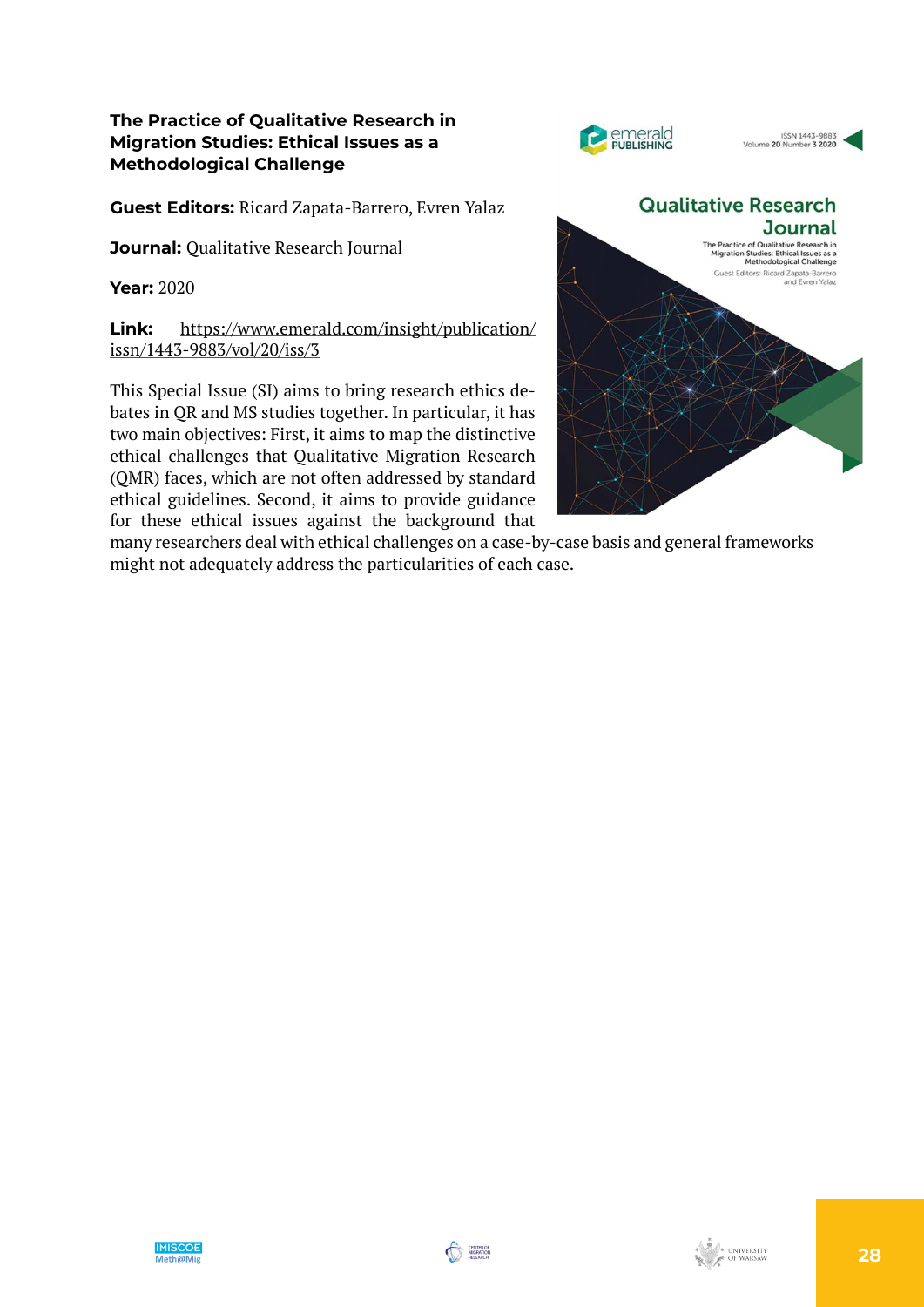### The Practice of Qualitative Research in Migration Studies: Ethical Issues as a Methodological Challenge

**Guest Editors:** Ricard Zapata-Barrero, Evren Yalaz

**Journal:** Qualitative Research Journal

**Year:** 2020

**Link:** https://www.emerald.com/insight/publication/issn/1443-9883/vol/20/iss/3

This Special Issue (SI) aims to bring research ethics debates in QR and MS studies together. In particular, it has two main objectives: First, it aims to map the distinctive ethical challenges that Qualitative Migration Research (QMR) faces, which are not often addressed by standard ethical guidelines. Second, it aims to provide guidance for these ethical issues against the background that many researchers deal with ethical challenges on a case-by-case basis and general frameworks might not adequately address the particularities of each case.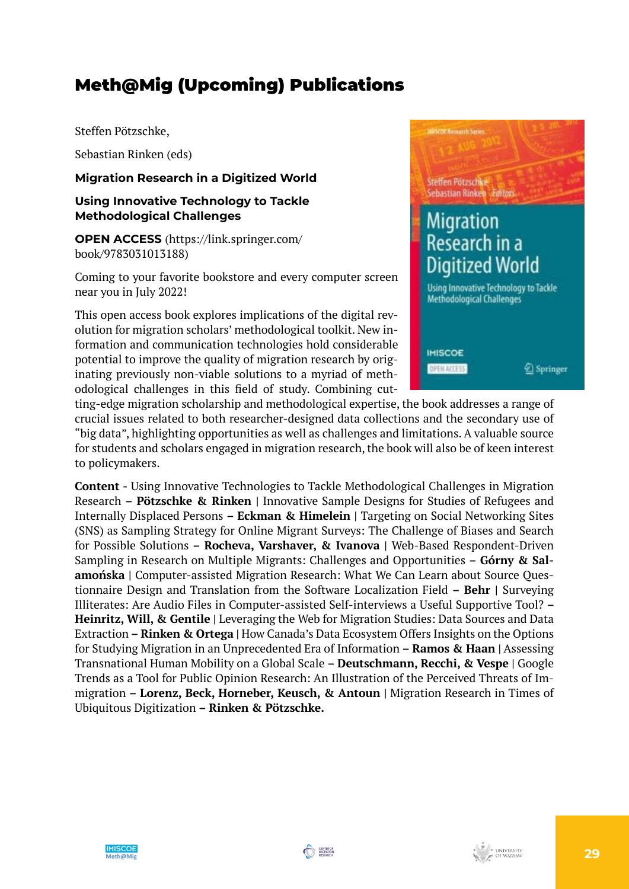# Meth@Mig (Upcoming) Publications

Steffen Pötzschke,

Sebastian Rinken (eds)

**Migration Research in a Digitized World**

**Using Innovative Technology to Tackle Methodological Challenges**

**OPEN ACCESS** (https://link.springer.com/book/9783031013188)

Coming to your favorite bookstore and every computer screen near you in July 2022!

This open access book explores implications of the digital revolution for migration scholars' methodological toolkit. New information and communication technologies hold considerable potential to improve the quality of migration research by originating previously non-viable solutions to a myriad of methodological challenges in this field of study. Combining cutting-edge migration scholarship and methodological expertise, the book addresses a range of crucial issues related to both researcher-designed data collections and the secondary use of "big data", highlighting opportunities as well as challenges and limitations. A valuable source for students and scholars engaged in migration research, the book will also be of keen interest to policymakers.

**Content -** Using Innovative Technologies to Tackle Methodological Challenges in Migration Research **– Pötzschke & Rinken** | Innovative Sample Designs for Studies of Refugees and Internally Displaced Persons **– Eckman & Himelein** | Targeting on Social Networking Sites (SNS) as Sampling Strategy for Online Migrant Surveys: The Challenge of Biases and Search for Possible Solutions **– Rocheva, Varshaver, & Ivanova** | Web-Based Respondent-Driven Sampling in Research on Multiple Migrants: Challenges and Opportunities **– Górny & Salamońska** | Computer-assisted Migration Research: What We Can Learn about Source Questionnaire Design and Translation from the Software Localization Field **– Behr** | Surveying Illiterates: Are Audio Files in Computer-assisted Self-interviews a Useful Supportive Tool? **– Heinritz, Will, & Gentile** | Leveraging the Web for Migration Studies: Data Sources and Data Extraction **– Rinken & Ortega** | How Canada's Data Ecosystem Offers Insights on the Options for Studying Migration in an Unprecedented Era of Information **– Ramos & Haan** | Assessing Transnational Human Mobility on a Global Scale **– Deutschmann, Recchi, & Vespe** | Google Trends as a Tool for Public Opinion Research: An Illustration of the Perceived Threats of Immigration **– Lorenz, Beck, Horneber, Keusch, & Antoun** | Migration Research in Times of Ubiquitous Digitization **– Rinken & Pötzschke.**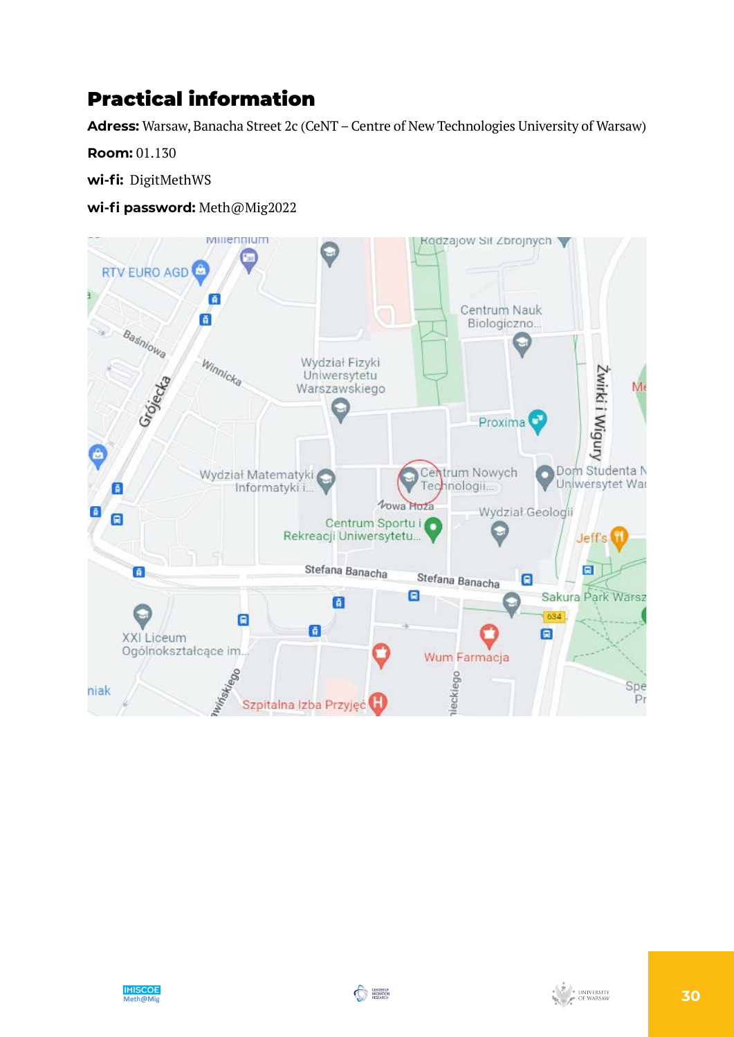## Practical information

**Adress:** Warsaw, Banacha Street 2c (CeNT – Centre of New Technologies University of Warsaw)

**Room:** 01.130

**wi-fi:** DigitMethWS

**wi-fi password:** Meth@Mig2022